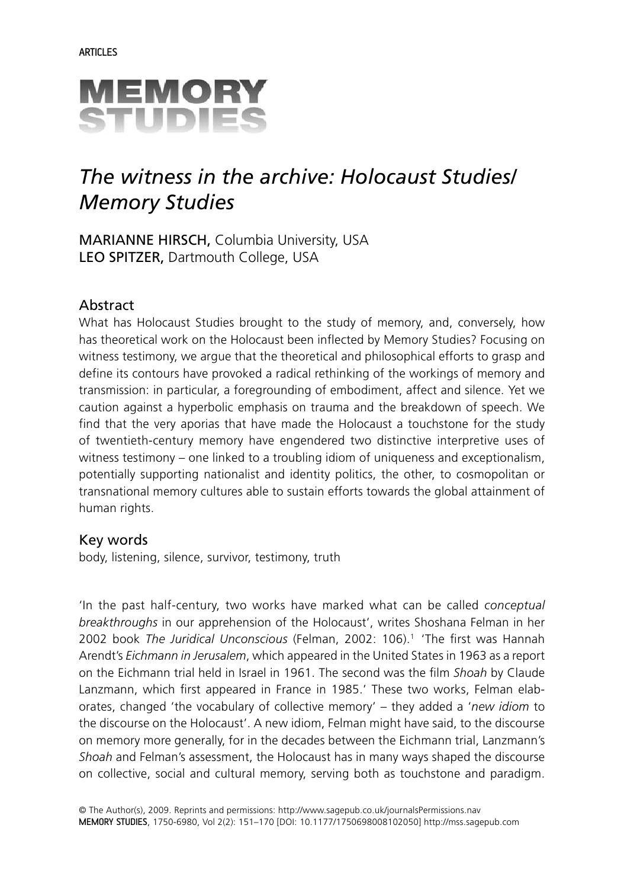ARTICLES

MEMORY STUDIES

# *The witness in the archive: Holocaust Studies/ Memory Studies*

**MARIANNE HIRSCH,** Columbia University, USA
**LEO SPITZER,** Dartmouth College, USA

## Abstract

What has Holocaust Studies brought to the study of memory, and, conversely, how has theoretical work on the Holocaust been inflected by Memory Studies? Focusing on witness testimony, we argue that the theoretical and philosophical efforts to grasp and define its contours have provoked a radical rethinking of the workings of memory and transmission: in particular, a foregrounding of embodiment, affect and silence. Yet we caution against a hyperbolic emphasis on trauma and the breakdown of speech. We find that the very aporias that have made the Holocaust a touchstone for the study of twentieth-century memory have engendered two distinctive interpretive uses of witness testimony – one linked to a troubling idiom of uniqueness and exceptionalism, potentially supporting nationalist and identity politics, the other, to cosmopolitan or transnational memory cultures able to sustain efforts towards the global attainment of human rights.

## Key words

body, listening, silence, survivor, testimony, truth

'In the past half-century, two works have marked what can be called *conceptual breakthroughs* in our apprehension of the Holocaust', writes Shoshana Felman in her 2002 book *The Juridical Unconscious* (Felman, 2002: 106).[1] 'The first was Hannah Arendt's *Eichmann in Jerusalem*, which appeared in the United States in 1963 as a report on the Eichmann trial held in Israel in 1961. The second was the film *Shoah* by Claude Lanzmann, which first appeared in France in 1985.' These two works, Felman elaborates, changed 'the vocabulary of collective memory' – they added a '*new idiom* to the discourse on the Holocaust'. A new idiom, Felman might have said, to the discourse on memory more generally, for in the decades between the Eichmann trial, Lanzmann's *Shoah* and Felman's assessment, the Holocaust has in many ways shaped the discourse on collective, social and cultural memory, serving both as touchstone and paradigm.

© The Author(s), 2009. Reprints and permissions: http://www.sagepub.co.uk/journalsPermissions.nav
MEMORY STUDIES, 1750-6980, Vol 2(2): 151–170 [DOI: 10.1177/1750698008102050] http://mss.sagepub.com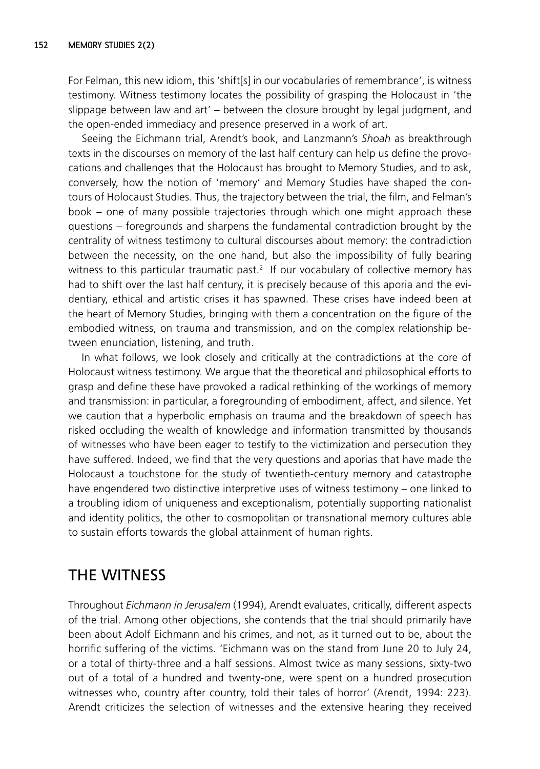For Felman, this new idiom, this 'shift[s] in our vocabularies of remembrance', is witness testimony. Witness testimony locates the possibility of grasping the Holocaust in 'the slippage between law and art' – between the closure brought by legal judgment, and the open-ended immediacy and presence preserved in a work of art.

Seeing the Eichmann trial, Arendt's book, and Lanzmann's *Shoah* as breakthrough texts in the discourses on memory of the last half century can help us define the provocations and challenges that the Holocaust has brought to Memory Studies, and to ask, conversely, how the notion of 'memory' and Memory Studies have shaped the contours of Holocaust Studies. Thus, the trajectory between the trial, the film, and Felman's book – one of many possible trajectories through which one might approach these questions – foregrounds and sharpens the fundamental contradiction brought by the centrality of witness testimony to cultural discourses about memory: the contradiction between the necessity, on the one hand, but also the impossibility of fully bearing witness to this particular traumatic past.[2] If our vocabulary of collective memory has had to shift over the last half century, it is precisely because of this aporia and the evidentiary, ethical and artistic crises it has spawned. These crises have indeed been at the heart of Memory Studies, bringing with them a concentration on the figure of the embodied witness, on trauma and transmission, and on the complex relationship between enunciation, listening, and truth.

In what follows, we look closely and critically at the contradictions at the core of Holocaust witness testimony. We argue that the theoretical and philosophical efforts to grasp and define these have provoked a radical rethinking of the workings of memory and transmission: in particular, a foregrounding of embodiment, affect, and silence. Yet we caution that a hyperbolic emphasis on trauma and the breakdown of speech has risked occluding the wealth of knowledge and information transmitted by thousands of witnesses who have been eager to testify to the victimization and persecution they have suffered. Indeed, we find that the very questions and aporias that have made the Holocaust a touchstone for the study of twentieth-century memory and catastrophe have engendered two distinctive interpretive uses of witness testimony – one linked to a troubling idiom of uniqueness and exceptionalism, potentially supporting nationalist and identity politics, the other to cosmopolitan or transnational memory cultures able to sustain efforts towards the global attainment of human rights.

## THE WITNESS

Throughout *Eichmann in Jerusalem* (1994), Arendt evaluates, critically, different aspects of the trial. Among other objections, she contends that the trial should primarily have been about Adolf Eichmann and his crimes, and not, as it turned out to be, about the horrific suffering of the victims. 'Eichmann was on the stand from June 20 to July 24, or a total of thirty-three and a half sessions. Almost twice as many sessions, sixty-two out of a total of a hundred and twenty-one, were spent on a hundred prosecution witnesses who, country after country, told their tales of horror' (Arendt, 1994: 223). Arendt criticizes the selection of witnesses and the extensive hearing they received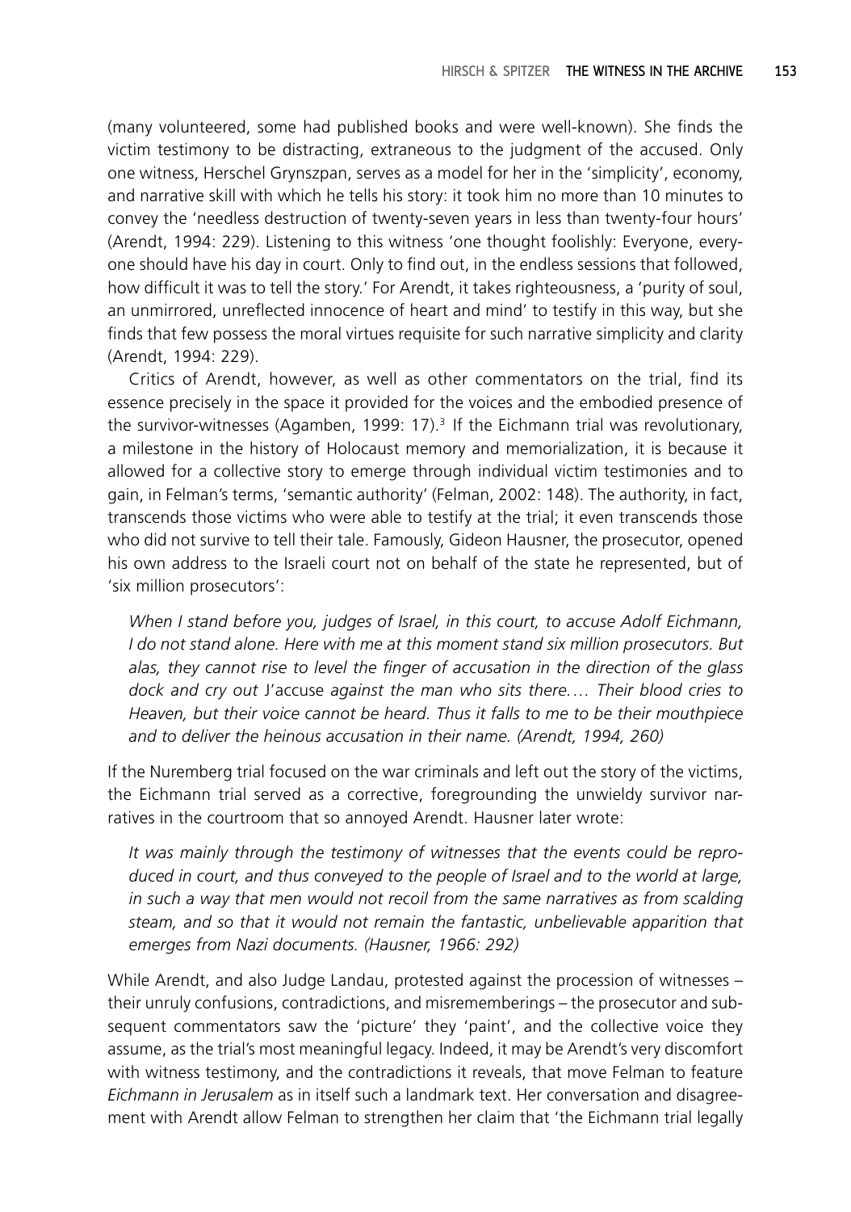(many volunteered, some had published books and were well-known). She finds the victim testimony to be distracting, extraneous to the judgment of the accused. Only one witness, Herschel Grynszpan, serves as a model for her in the 'simplicity', economy, and narrative skill with which he tells his story: it took him no more than 10 minutes to convey the 'needless destruction of twenty-seven years in less than twenty-four hours' (Arendt, 1994: 229). Listening to this witness 'one thought foolishly: Everyone, everyone should have his day in court. Only to find out, in the endless sessions that followed, how difficult it was to tell the story.' For Arendt, it takes righteousness, a 'purity of soul, an unmirrored, unreflected innocence of heart and mind' to testify in this way, but she finds that few possess the moral virtues requisite for such narrative simplicity and clarity (Arendt, 1994: 229).

Critics of Arendt, however, as well as other commentators on the trial, find its essence precisely in the space it provided for the voices and the embodied presence of the survivor-witnesses (Agamben, 1999: 17).[3] If the Eichmann trial was revolutionary, a milestone in the history of Holocaust memory and memorialization, it is because it allowed for a collective story to emerge through individual victim testimonies and to gain, in Felman's terms, 'semantic authority' (Felman, 2002: 148). The authority, in fact, transcends those victims who were able to testify at the trial; it even transcends those who did not survive to tell their tale. Famously, Gideon Hausner, the prosecutor, opened his own address to the Israeli court not on behalf of the state he represented, but of 'six million prosecutors':

> *When I stand before you, judges of Israel, in this court, to accuse Adolf Eichmann, I do not stand alone. Here with me at this moment stand six million prosecutors. But alas, they cannot rise to level the finger of accusation in the direction of the glass dock and cry out* J'accuse *against the man who sits there.… Their blood cries to Heaven, but their voice cannot be heard. Thus it falls to me to be their mouthpiece and to deliver the heinous accusation in their name. (Arendt, 1994, 260)*

If the Nuremberg trial focused on the war criminals and left out the story of the victims, the Eichmann trial served as a corrective, foregrounding the unwieldy survivor narratives in the courtroom that so annoyed Arendt. Hausner later wrote:

> *It was mainly through the testimony of witnesses that the events could be reproduced in court, and thus conveyed to the people of Israel and to the world at large, in such a way that men would not recoil from the same narratives as from scalding steam, and so that it would not remain the fantastic, unbelievable apparition that emerges from Nazi documents. (Hausner, 1966: 292)*

While Arendt, and also Judge Landau, protested against the procession of witnesses – their unruly confusions, contradictions, and misrememberings – the prosecutor and subsequent commentators saw the 'picture' they 'paint', and the collective voice they assume, as the trial's most meaningful legacy. Indeed, it may be Arendt's very discomfort with witness testimony, and the contradictions it reveals, that move Felman to feature *Eichmann in Jerusalem* as in itself such a landmark text. Her conversation and disagreement with Arendt allow Felman to strengthen her claim that 'the Eichmann trial legally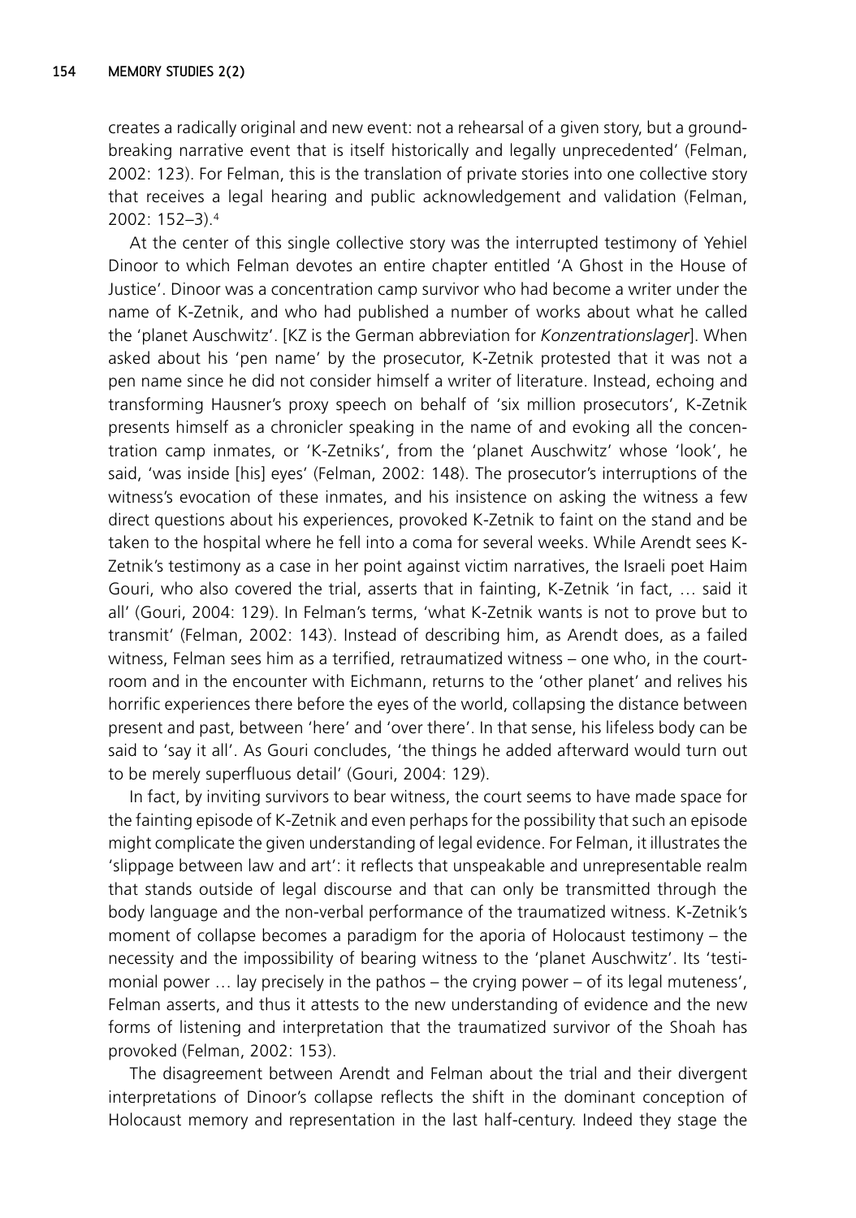creates a radically original and new event: not a rehearsal of a given story, but a groundbreaking narrative event that is itself historically and legally unprecedented' (Felman, 2002: 123). For Felman, this is the translation of private stories into one collective story that receives a legal hearing and public acknowledgement and validation (Felman, 2002: 152–3).[4]

At the center of this single collective story was the interrupted testimony of Yehiel Dinoor to which Felman devotes an entire chapter entitled 'A Ghost in the House of Justice'. Dinoor was a concentration camp survivor who had become a writer under the name of K-Zetnik, and who had published a number of works about what he called the 'planet Auschwitz'. [KZ is the German abbreviation for *Konzentrationslager*]. When asked about his 'pen name' by the prosecutor, K-Zetnik protested that it was not a pen name since he did not consider himself a writer of literature. Instead, echoing and transforming Hausner's proxy speech on behalf of 'six million prosecutors', K-Zetnik presents himself as a chronicler speaking in the name of and evoking all the concentration camp inmates, or 'K-Zetniks', from the 'planet Auschwitz' whose 'look', he said, 'was inside [his] eyes' (Felman, 2002: 148). The prosecutor's interruptions of the witness's evocation of these inmates, and his insistence on asking the witness a few direct questions about his experiences, provoked K-Zetnik to faint on the stand and be taken to the hospital where he fell into a coma for several weeks. While Arendt sees K-Zetnik's testimony as a case in her point against victim narratives, the Israeli poet Haim Gouri, who also covered the trial, asserts that in fainting, K-Zetnik 'in fact, … said it all' (Gouri, 2004: 129). In Felman's terms, 'what K-Zetnik wants is not to prove but to transmit' (Felman, 2002: 143). Instead of describing him, as Arendt does, as a failed witness, Felman sees him as a terrified, retraumatized witness – one who, in the courtroom and in the encounter with Eichmann, returns to the 'other planet' and relives his horrific experiences there before the eyes of the world, collapsing the distance between present and past, between 'here' and 'over there'. In that sense, his lifeless body can be said to 'say it all'. As Gouri concludes, 'the things he added afterward would turn out to be merely superfluous detail' (Gouri, 2004: 129).

In fact, by inviting survivors to bear witness, the court seems to have made space for the fainting episode of K-Zetnik and even perhaps for the possibility that such an episode might complicate the given understanding of legal evidence. For Felman, it illustrates the 'slippage between law and art': it reflects that unspeakable and unrepresentable realm that stands outside of legal discourse and that can only be transmitted through the body language and the non-verbal performance of the traumatized witness. K-Zetnik's moment of collapse becomes a paradigm for the aporia of Holocaust testimony – the necessity and the impossibility of bearing witness to the 'planet Auschwitz'. Its 'testimonial power … lay precisely in the pathos – the crying power – of its legal muteness', Felman asserts, and thus it attests to the new understanding of evidence and the new forms of listening and interpretation that the traumatized survivor of the Shoah has provoked (Felman, 2002: 153).

The disagreement between Arendt and Felman about the trial and their divergent interpretations of Dinoor's collapse reflects the shift in the dominant conception of Holocaust memory and representation in the last half-century. Indeed they stage the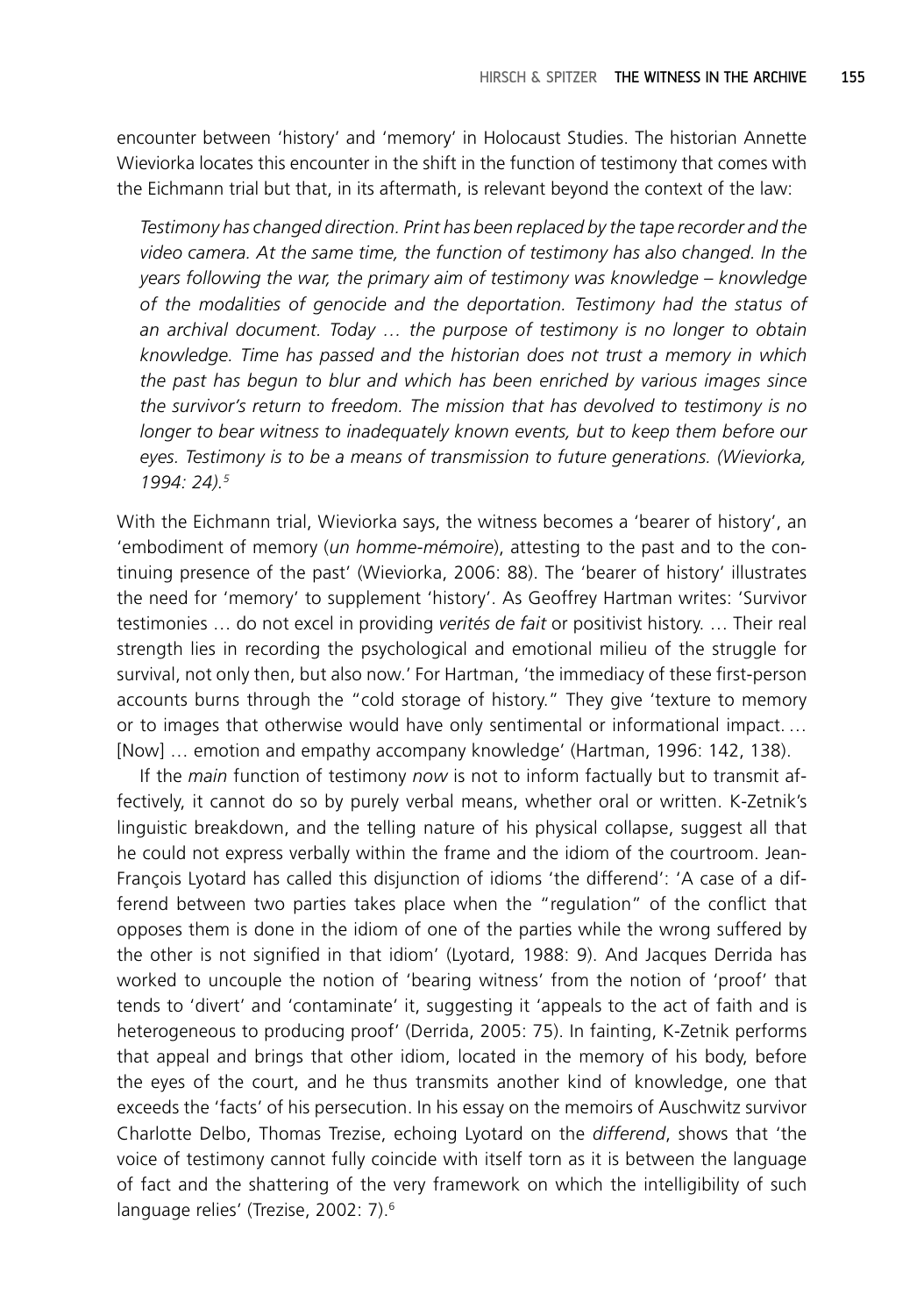encounter between 'history' and 'memory' in Holocaust Studies. The historian Annette Wieviorka locates this encounter in the shift in the function of testimony that comes with the Eichmann trial but that, in its aftermath, is relevant beyond the context of the law:

> *Testimony has changed direction. Print has been replaced by the tape recorder and the video camera. At the same time, the function of testimony has also changed. In the years following the war, the primary aim of testimony was knowledge – knowledge of the modalities of genocide and the deportation. Testimony had the status of an archival document. Today … the purpose of testimony is no longer to obtain knowledge. Time has passed and the historian does not trust a memory in which the past has begun to blur and which has been enriched by various images since the survivor's return to freedom. The mission that has devolved to testimony is no longer to bear witness to inadequately known events, but to keep them before our eyes. Testimony is to be a means of transmission to future generations. (Wieviorka, 1994: 24).*[5]

With the Eichmann trial, Wieviorka says, the witness becomes a 'bearer of history', an 'embodiment of memory (*un homme-mémoire*), attesting to the past and to the continuing presence of the past' (Wieviorka, 2006: 88). The 'bearer of history' illustrates the need for 'memory' to supplement 'history'. As Geoffrey Hartman writes: 'Survivor testimonies … do not excel in providing *verités de fait* or positivist history. … Their real strength lies in recording the psychological and emotional milieu of the struggle for survival, not only then, but also now.' For Hartman, 'the immediacy of these first-person accounts burns through the "cold storage of history." They give 'texture to memory or to images that otherwise would have only sentimental or informational impact. … [Now] … emotion and empathy accompany knowledge' (Hartman, 1996: 142, 138).

If the *main* function of testimony *now* is not to inform factually but to transmit affectively, it cannot do so by purely verbal means, whether oral or written. K-Zetnik's linguistic breakdown, and the telling nature of his physical collapse, suggest all that he could not express verbally within the frame and the idiom of the courtroom. Jean-François Lyotard has called this disjunction of idioms 'the differend': 'A case of a differend between two parties takes place when the "regulation" of the conflict that opposes them is done in the idiom of one of the parties while the wrong suffered by the other is not signified in that idiom' (Lyotard, 1988: 9). And Jacques Derrida has worked to uncouple the notion of 'bearing witness' from the notion of 'proof' that tends to 'divert' and 'contaminate' it, suggesting it 'appeals to the act of faith and is heterogeneous to producing proof' (Derrida, 2005: 75). In fainting, K-Zetnik performs that appeal and brings that other idiom, located in the memory of his body, before the eyes of the court, and he thus transmits another kind of knowledge, one that exceeds the 'facts' of his persecution. In his essay on the memoirs of Auschwitz survivor Charlotte Delbo, Thomas Trezise, echoing Lyotard on the *differend*, shows that 'the voice of testimony cannot fully coincide with itself torn as it is between the language of fact and the shattering of the very framework on which the intelligibility of such language relies' (Trezise, 2002: 7).[6]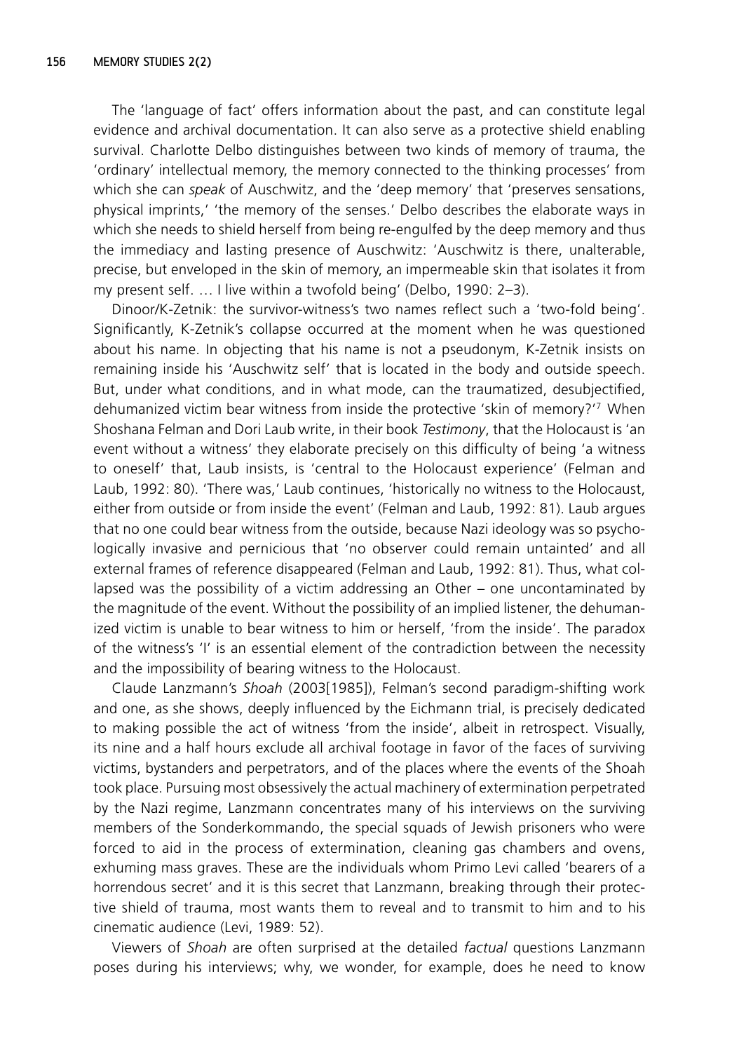The 'language of fact' offers information about the past, and can constitute legal evidence and archival documentation. It can also serve as a protective shield enabling survival. Charlotte Delbo distinguishes between two kinds of memory of trauma, the 'ordinary' intellectual memory, the memory connected to the thinking processes' from which she can *speak* of Auschwitz, and the 'deep memory' that 'preserves sensations, physical imprints,' 'the memory of the senses.' Delbo describes the elaborate ways in which she needs to shield herself from being re-engulfed by the deep memory and thus the immediacy and lasting presence of Auschwitz: 'Auschwitz is there, unalterable, precise, but enveloped in the skin of memory, an impermeable skin that isolates it from my present self. … I live within a twofold being' (Delbo, 1990: 2–3).

Dinoor/K-Zetnik: the survivor-witness's two names reflect such a 'two-fold being'. Significantly, K-Zetnik's collapse occurred at the moment when he was questioned about his name. In objecting that his name is not a pseudonym, K-Zetnik insists on remaining inside his 'Auschwitz self' that is located in the body and outside speech. But, under what conditions, and in what mode, can the traumatized, desubjectified, dehumanized victim bear witness from inside the protective 'skin of memory?'[7] When Shoshana Felman and Dori Laub write, in their book *Testimony*, that the Holocaust is 'an event without a witness' they elaborate precisely on this difficulty of being 'a witness to oneself' that, Laub insists, is 'central to the Holocaust experience' (Felman and Laub, 1992: 80). 'There was,' Laub continues, 'historically no witness to the Holocaust, either from outside or from inside the event' (Felman and Laub, 1992: 81). Laub argues that no one could bear witness from the outside, because Nazi ideology was so psychologically invasive and pernicious that 'no observer could remain untainted' and all external frames of reference disappeared (Felman and Laub, 1992: 81). Thus, what collapsed was the possibility of a victim addressing an Other – one uncontaminated by the magnitude of the event. Without the possibility of an implied listener, the dehumanized victim is unable to bear witness to him or herself, 'from the inside'. The paradox of the witness's 'I' is an essential element of the contradiction between the necessity and the impossibility of bearing witness to the Holocaust.

Claude Lanzmann's *Shoah* (2003[1985]), Felman's second paradigm-shifting work and one, as she shows, deeply influenced by the Eichmann trial, is precisely dedicated to making possible the act of witness 'from the inside', albeit in retrospect. Visually, its nine and a half hours exclude all archival footage in favor of the faces of surviving victims, bystanders and perpetrators, and of the places where the events of the Shoah took place. Pursuing most obsessively the actual machinery of extermination perpetrated by the Nazi regime, Lanzmann concentrates many of his interviews on the surviving members of the Sonderkommando, the special squads of Jewish prisoners who were forced to aid in the process of extermination, cleaning gas chambers and ovens, exhuming mass graves. These are the individuals whom Primo Levi called 'bearers of a horrendous secret' and it is this secret that Lanzmann, breaking through their protective shield of trauma, most wants them to reveal and to transmit to him and to his cinematic audience (Levi, 1989: 52).

Viewers of *Shoah* are often surprised at the detailed *factual* questions Lanzmann poses during his interviews; why, we wonder, for example, does he need to know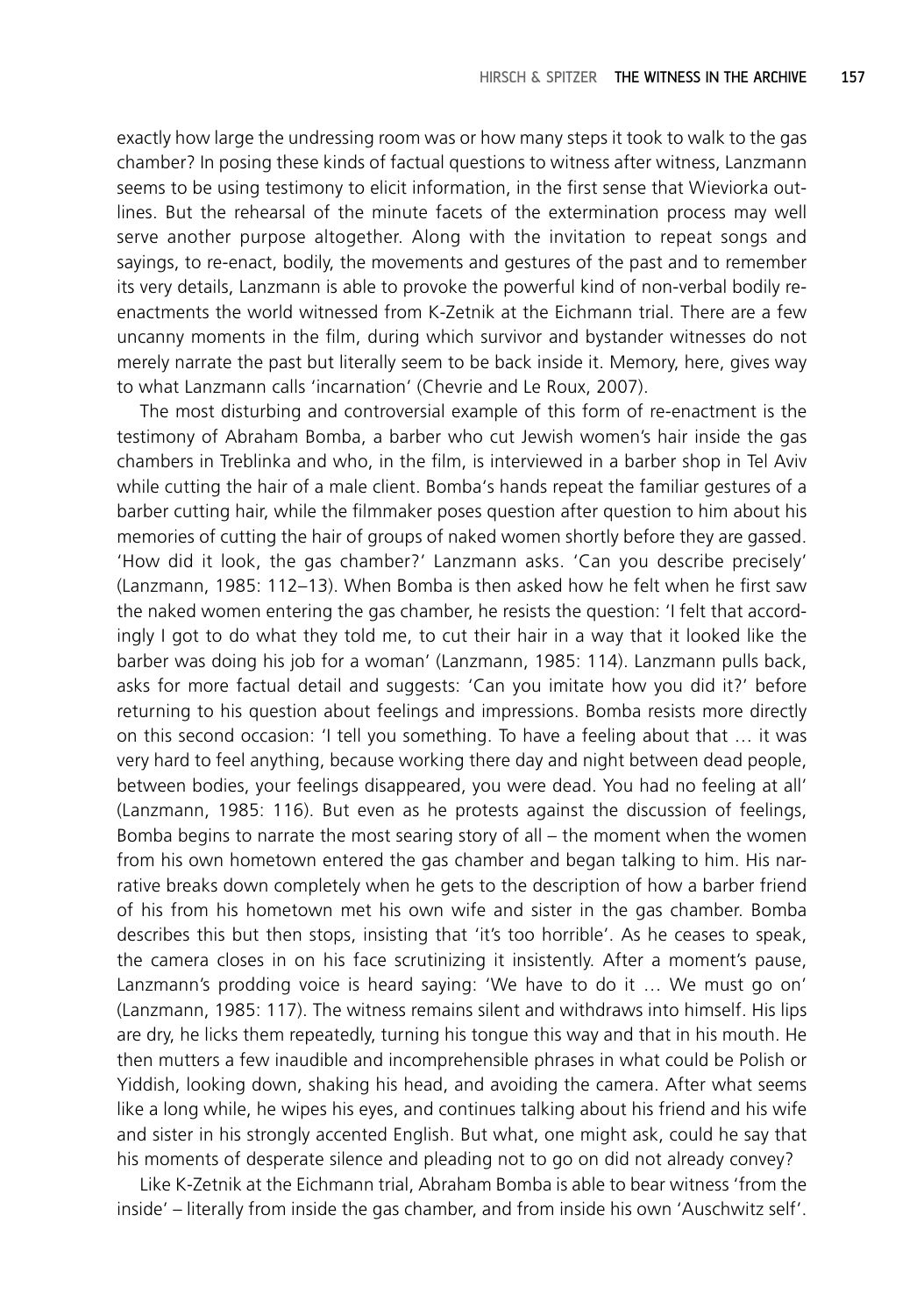exactly how large the undressing room was or how many steps it took to walk to the gas chamber? In posing these kinds of factual questions to witness after witness, Lanzmann seems to be using testimony to elicit information, in the first sense that Wieviorka outlines. But the rehearsal of the minute facets of the extermination process may well serve another purpose altogether. Along with the invitation to repeat songs and sayings, to re-enact, bodily, the movements and gestures of the past and to remember its very details, Lanzmann is able to provoke the powerful kind of non-verbal bodily re-enactments the world witnessed from K-Zetnik at the Eichmann trial. There are a few uncanny moments in the film, during which survivor and bystander witnesses do not merely narrate the past but literally seem to be back inside it. Memory, here, gives way to what Lanzmann calls 'incarnation' (Chevrie and Le Roux, 2007).

The most disturbing and controversial example of this form of re-enactment is the testimony of Abraham Bomba, a barber who cut Jewish women's hair inside the gas chambers in Treblinka and who, in the film, is interviewed in a barber shop in Tel Aviv while cutting the hair of a male client. Bomba's hands repeat the familiar gestures of a barber cutting hair, while the filmmaker poses question after question to him about his memories of cutting the hair of groups of naked women shortly before they are gassed. 'How did it look, the gas chamber?' Lanzmann asks. 'Can you describe precisely' (Lanzmann, 1985: 112–13). When Bomba is then asked how he felt when he first saw the naked women entering the gas chamber, he resists the question: 'I felt that accordingly I got to do what they told me, to cut their hair in a way that it looked like the barber was doing his job for a woman' (Lanzmann, 1985: 114). Lanzmann pulls back, asks for more factual detail and suggests: 'Can you imitate how you did it?' before returning to his question about feelings and impressions. Bomba resists more directly on this second occasion: 'I tell you something. To have a feeling about that … it was very hard to feel anything, because working there day and night between dead people, between bodies, your feelings disappeared, you were dead. You had no feeling at all' (Lanzmann, 1985: 116). But even as he protests against the discussion of feelings, Bomba begins to narrate the most searing story of all – the moment when the women from his own hometown entered the gas chamber and began talking to him. His narrative breaks down completely when he gets to the description of how a barber friend of his from his hometown met his own wife and sister in the gas chamber. Bomba describes this but then stops, insisting that 'it's too horrible'. As he ceases to speak, the camera closes in on his face scrutinizing it insistently. After a moment's pause, Lanzmann's prodding voice is heard saying: 'We have to do it … We must go on' (Lanzmann, 1985: 117). The witness remains silent and withdraws into himself. His lips are dry, he licks them repeatedly, turning his tongue this way and that in his mouth. He then mutters a few inaudible and incomprehensible phrases in what could be Polish or Yiddish, looking down, shaking his head, and avoiding the camera. After what seems like a long while, he wipes his eyes, and continues talking about his friend and his wife and sister in his strongly accented English. But what, one might ask, could he say that his moments of desperate silence and pleading not to go on did not already convey?

Like K-Zetnik at the Eichmann trial, Abraham Bomba is able to bear witness 'from the inside' – literally from inside the gas chamber, and from inside his own 'Auschwitz self'.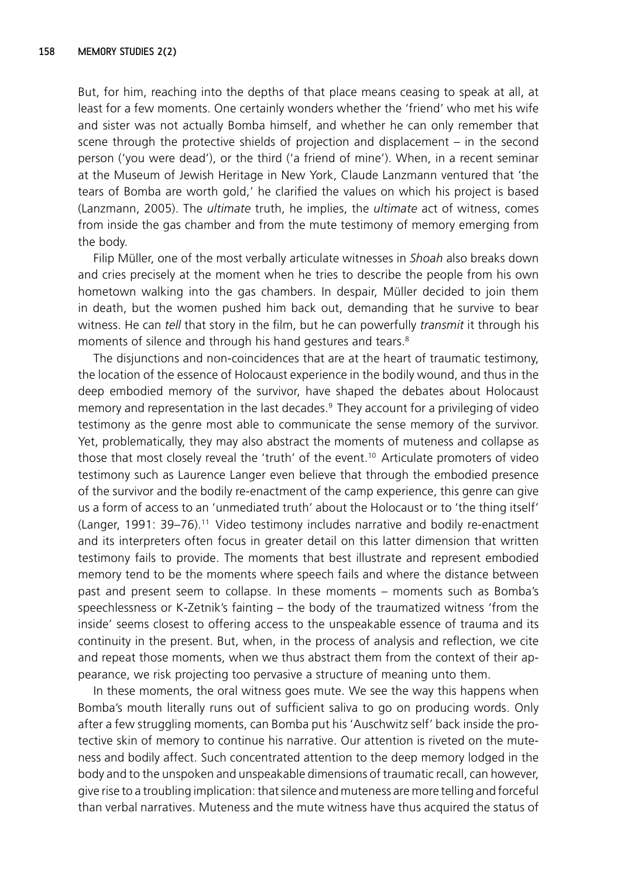But, for him, reaching into the depths of that place means ceasing to speak at all, at least for a few moments. One certainly wonders whether the 'friend' who met his wife and sister was not actually Bomba himself, and whether he can only remember that scene through the protective shields of projection and displacement – in the second person ('you were dead'), or the third ('a friend of mine'). When, in a recent seminar at the Museum of Jewish Heritage in New York, Claude Lanzmann ventured that 'the tears of Bomba are worth gold,' he clarified the values on which his project is based (Lanzmann, 2005). The *ultimate* truth, he implies, the *ultimate* act of witness, comes from inside the gas chamber and from the mute testimony of memory emerging from the body.

Filip Müller, one of the most verbally articulate witnesses in *Shoah* also breaks down and cries precisely at the moment when he tries to describe the people from his own hometown walking into the gas chambers. In despair, Müller decided to join them in death, but the women pushed him back out, demanding that he survive to bear witness. He can *tell* that story in the film, but he can powerfully *transmit* it through his moments of silence and through his hand gestures and tears.[8]

The disjunctions and non-coincidences that are at the heart of traumatic testimony, the location of the essence of Holocaust experience in the bodily wound, and thus in the deep embodied memory of the survivor, have shaped the debates about Holocaust memory and representation in the last decades.[9] They account for a privileging of video testimony as the genre most able to communicate the sense memory of the survivor. Yet, problematically, they may also abstract the moments of muteness and collapse as those that most closely reveal the 'truth' of the event.[10] Articulate promoters of video testimony such as Laurence Langer even believe that through the embodied presence of the survivor and the bodily re-enactment of the camp experience, this genre can give us a form of access to an 'unmediated truth' about the Holocaust or to 'the thing itself' (Langer, 1991: 39–76).[11] Video testimony includes narrative and bodily re-enactment and its interpreters often focus in greater detail on this latter dimension that written testimony fails to provide. The moments that best illustrate and represent embodied memory tend to be the moments where speech fails and where the distance between past and present seem to collapse. In these moments – moments such as Bomba's speechlessness or K-Zetnik's fainting – the body of the traumatized witness 'from the inside' seems closest to offering access to the unspeakable essence of trauma and its continuity in the present. But, when, in the process of analysis and reflection, we cite and repeat those moments, when we thus abstract them from the context of their appearance, we risk projecting too pervasive a structure of meaning unto them.

In these moments, the oral witness goes mute. We see the way this happens when Bomba's mouth literally runs out of sufficient saliva to go on producing words. Only after a few struggling moments, can Bomba put his 'Auschwitz self' back inside the protective skin of memory to continue his narrative. Our attention is riveted on the muteness and bodily affect. Such concentrated attention to the deep memory lodged in the body and to the unspoken and unspeakable dimensions of traumatic recall, can however, give rise to a troubling implication: that silence and muteness are more telling and forceful than verbal narratives. Muteness and the mute witness have thus acquired the status of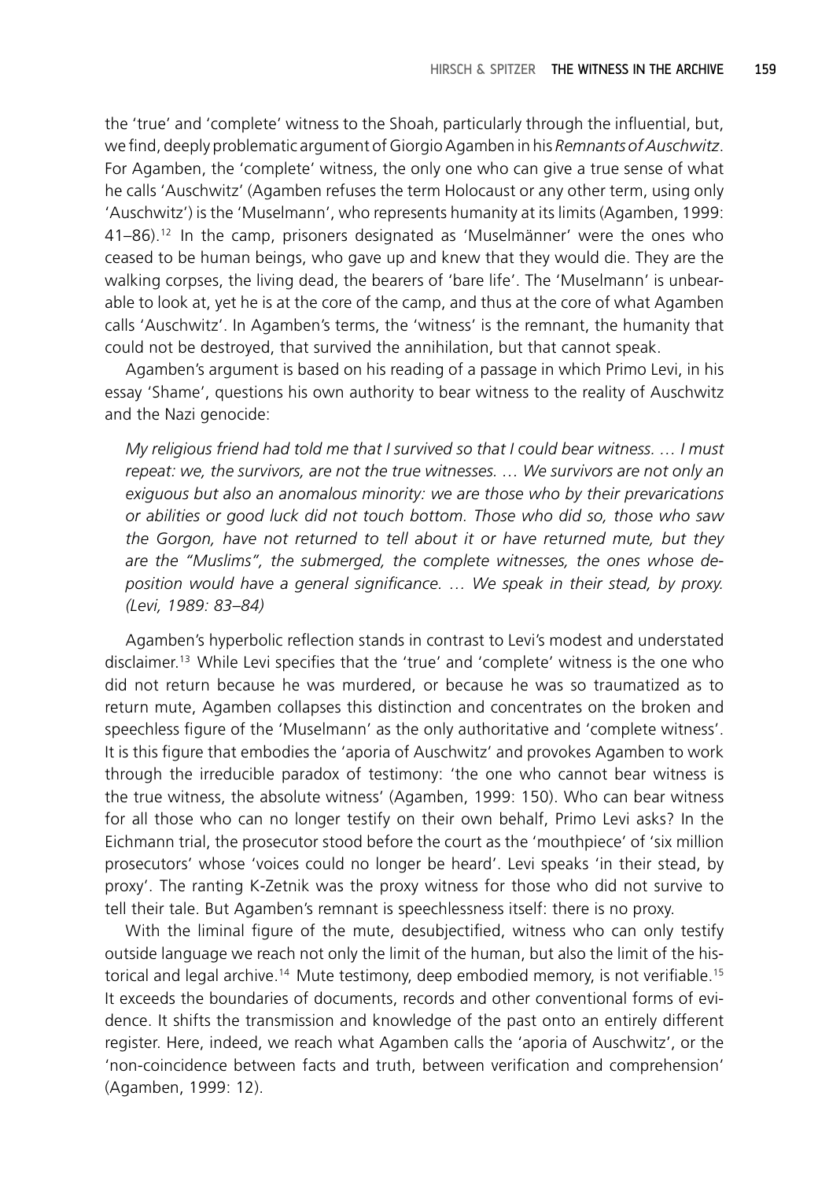the 'true' and 'complete' witness to the Shoah, particularly through the influential, but, we find, deeply problematic argument of Giorgio Agamben in his *Remnants of Auschwitz*. For Agamben, the 'complete' witness, the only one who can give a true sense of what he calls 'Auschwitz' (Agamben refuses the term Holocaust or any other term, using only 'Auschwitz') is the 'Muselmann', who represents humanity at its limits (Agamben, 1999: 41–86).[12] In the camp, prisoners designated as 'Muselmänner' were the ones who ceased to be human beings, who gave up and knew that they would die. They are the walking corpses, the living dead, the bearers of 'bare life'. The 'Muselmann' is unbearable to look at, yet he is at the core of the camp, and thus at the core of what Agamben calls 'Auschwitz'. In Agamben's terms, the 'witness' is the remnant, the humanity that could not be destroyed, that survived the annihilation, but that cannot speak.

Agamben's argument is based on his reading of a passage in which Primo Levi, in his essay 'Shame', questions his own authority to bear witness to the reality of Auschwitz and the Nazi genocide:

> *My religious friend had told me that I survived so that I could bear witness. … I must repeat: we, the survivors, are not the true witnesses. … We survivors are not only an exiguous but also an anomalous minority: we are those who by their prevarications or abilities or good luck did not touch bottom. Those who did so, those who saw the Gorgon, have not returned to tell about it or have returned mute, but they are the "Muslims", the submerged, the complete witnesses, the ones whose deposition would have a general significance. … We speak in their stead, by proxy. (Levi, 1989: 83–84)*

Agamben's hyperbolic reflection stands in contrast to Levi's modest and understated disclaimer.[13] While Levi specifies that the 'true' and 'complete' witness is the one who did not return because he was murdered, or because he was so traumatized as to return mute, Agamben collapses this distinction and concentrates on the broken and speechless figure of the 'Muselmann' as the only authoritative and 'complete witness'. It is this figure that embodies the 'aporia of Auschwitz' and provokes Agamben to work through the irreducible paradox of testimony: 'the one who cannot bear witness is the true witness, the absolute witness' (Agamben, 1999: 150). Who can bear witness for all those who can no longer testify on their own behalf, Primo Levi asks? In the Eichmann trial, the prosecutor stood before the court as the 'mouthpiece' of 'six million prosecutors' whose 'voices could no longer be heard'. Levi speaks 'in their stead, by proxy'. The ranting K-Zetnik was the proxy witness for those who did not survive to tell their tale. But Agamben's remnant is speechlessness itself: there is no proxy.

With the liminal figure of the mute, desubjectified, witness who can only testify outside language we reach not only the limit of the human, but also the limit of the historical and legal archive.[14] Mute testimony, deep embodied memory, is not verifiable.[15] It exceeds the boundaries of documents, records and other conventional forms of evidence. It shifts the transmission and knowledge of the past onto an entirely different register. Here, indeed, we reach what Agamben calls the 'aporia of Auschwitz', or the 'non-coincidence between facts and truth, between verification and comprehension' (Agamben, 1999: 12).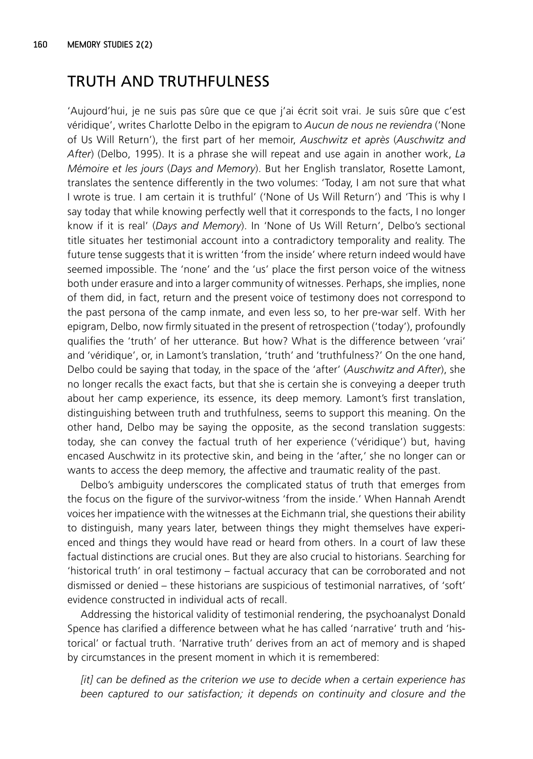## TRUTH AND TRUTHFULNESS

'Aujourd'hui, je ne suis pas sûre que ce que j'ai écrit soit vrai. Je suis sûre que c'est véridique', writes Charlotte Delbo in the epigram to *Aucun de nous ne reviendra* ('None of Us Will Return'), the first part of her memoir, *Auschwitz et après* (*Auschwitz and After*) (Delbo, 1995). It is a phrase she will repeat and use again in another work, *La Mémoire et les jours* (*Days and Memory*). But her English translator, Rosette Lamont, translates the sentence differently in the two volumes: 'Today, I am not sure that what I wrote is true. I am certain it is truthful' ('None of Us Will Return') and 'This is why I say today that while knowing perfectly well that it corresponds to the facts, I no longer know if it is real' (*Days and Memory*). In 'None of Us Will Return', Delbo's sectional title situates her testimonial account into a contradictory temporality and reality. The future tense suggests that it is written 'from the inside' where return indeed would have seemed impossible. The 'none' and the 'us' place the first person voice of the witness both under erasure and into a larger community of witnesses. Perhaps, she implies, none of them did, in fact, return and the present voice of testimony does not correspond to the past persona of the camp inmate, and even less so, to her pre-war self. With her epigram, Delbo, now firmly situated in the present of retrospection ('today'), profoundly qualifies the 'truth' of her utterance. But how? What is the difference between 'vrai' and 'véridique', or, in Lamont's translation, 'truth' and 'truthfulness?' On the one hand, Delbo could be saying that today, in the space of the 'after' (*Auschwitz and After*), she no longer recalls the exact facts, but that she is certain she is conveying a deeper truth about her camp experience, its essence, its deep memory. Lamont's first translation, distinguishing between truth and truthfulness, seems to support this meaning. On the other hand, Delbo may be saying the opposite, as the second translation suggests: today, she can convey the factual truth of her experience ('véridique') but, having encased Auschwitz in its protective skin, and being in the 'after,' she no longer can or wants to access the deep memory, the affective and traumatic reality of the past.

Delbo's ambiguity underscores the complicated status of truth that emerges from the focus on the figure of the survivor-witness 'from the inside.' When Hannah Arendt voices her impatience with the witnesses at the Eichmann trial, she questions their ability to distinguish, many years later, between things they might themselves have experienced and things they would have read or heard from others. In a court of law these factual distinctions are crucial ones. But they are also crucial to historians. Searching for 'historical truth' in oral testimony – factual accuracy that can be corroborated and not dismissed or denied – these historians are suspicious of testimonial narratives, of 'soft' evidence constructed in individual acts of recall.

Addressing the historical validity of testimonial rendering, the psychoanalyst Donald Spence has clarified a difference between what he has called 'narrative' truth and 'historical' or factual truth. 'Narrative truth' derives from an act of memory and is shaped by circumstances in the present moment in which it is remembered:

> *[it] can be defined as the criterion we use to decide when a certain experience has been captured to our satisfaction; it depends on continuity and closure and the*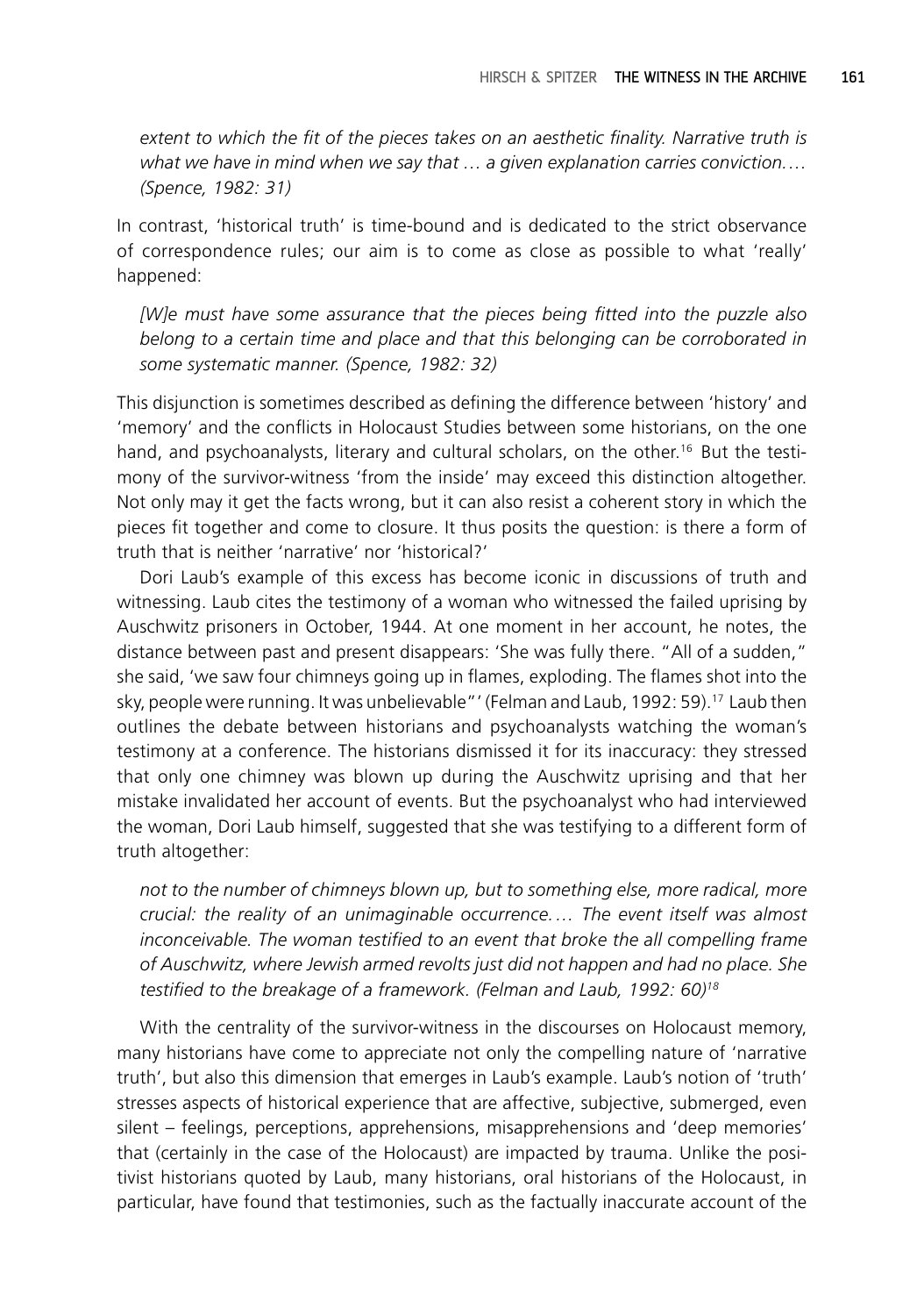*extent to which the fit of the pieces takes on an aesthetic finality. Narrative truth is what we have in mind when we say that … a given explanation carries conviction.… (Spence, 1982: 31)*

In contrast, 'historical truth' is time-bound and is dedicated to the strict observance of correspondence rules; our aim is to come as close as possible to what 'really' happened:

*[W]e must have some assurance that the pieces being fitted into the puzzle also belong to a certain time and place and that this belonging can be corroborated in some systematic manner. (Spence, 1982: 32)*

This disjunction is sometimes described as defining the difference between 'history' and 'memory' and the conflicts in Holocaust Studies between some historians, on the one hand, and psychoanalysts, literary and cultural scholars, on the other.[16] But the testimony of the survivor-witness 'from the inside' may exceed this distinction altogether. Not only may it get the facts wrong, but it can also resist a coherent story in which the pieces fit together and come to closure. It thus posits the question: is there a form of truth that is neither 'narrative' nor 'historical?'

Dori Laub's example of this excess has become iconic in discussions of truth and witnessing. Laub cites the testimony of a woman who witnessed the failed uprising by Auschwitz prisoners in October, 1944. At one moment in her account, he notes, the distance between past and present disappears: 'She was fully there. "All of a sudden," she said, 'we saw four chimneys going up in flames, exploding. The flames shot into the sky, people were running. It was unbelievable"' (Felman and Laub, 1992: 59).[17] Laub then outlines the debate between historians and psychoanalysts watching the woman's testimony at a conference. The historians dismissed it for its inaccuracy: they stressed that only one chimney was blown up during the Auschwitz uprising and that her mistake invalidated her account of events. But the psychoanalyst who had interviewed the woman, Dori Laub himself, suggested that she was testifying to a different form of truth altogether:

*not to the number of chimneys blown up, but to something else, more radical, more crucial: the reality of an unimaginable occurrence.… The event itself was almost inconceivable. The woman testified to an event that broke the all compelling frame of Auschwitz, where Jewish armed revolts just did not happen and had no place. She testified to the breakage of a framework. (Felman and Laub, 1992: 60)*[18]

With the centrality of the survivor-witness in the discourses on Holocaust memory, many historians have come to appreciate not only the compelling nature of 'narrative truth', but also this dimension that emerges in Laub's example. Laub's notion of 'truth' stresses aspects of historical experience that are affective, subjective, submerged, even silent – feelings, perceptions, apprehensions, misapprehensions and 'deep memories' that (certainly in the case of the Holocaust) are impacted by trauma. Unlike the positivist historians quoted by Laub, many historians, oral historians of the Holocaust, in particular, have found that testimonies, such as the factually inaccurate account of the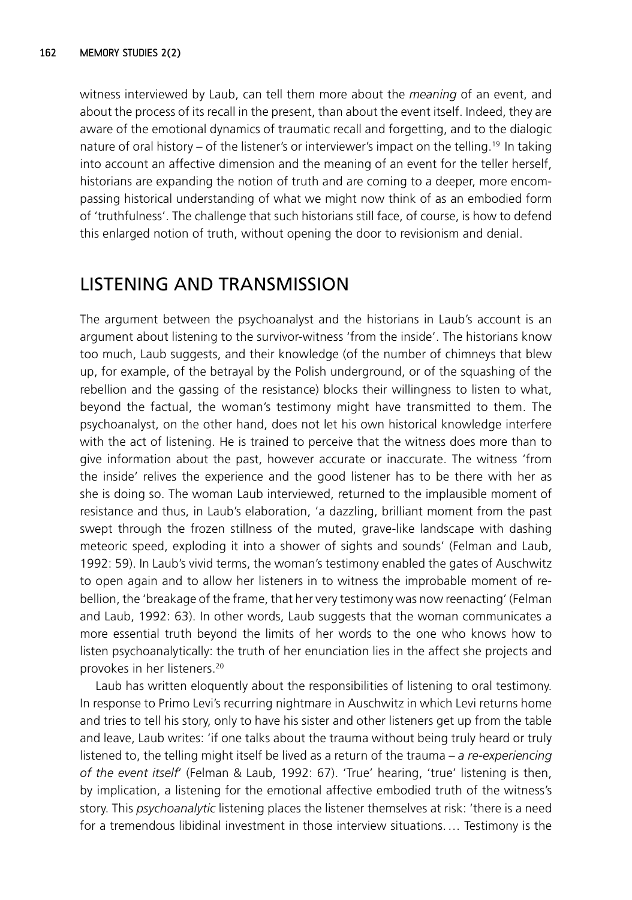witness interviewed by Laub, can tell them more about the *meaning* of an event, and about the process of its recall in the present, than about the event itself. Indeed, they are aware of the emotional dynamics of traumatic recall and forgetting, and to the dialogic nature of oral history – of the listener's or interviewer's impact on the telling.[19] In taking into account an affective dimension and the meaning of an event for the teller herself, historians are expanding the notion of truth and are coming to a deeper, more encompassing historical understanding of what we might now think of as an embodied form of 'truthfulness'. The challenge that such historians still face, of course, is how to defend this enlarged notion of truth, without opening the door to revisionism and denial.

## LISTENING AND TRANSMISSION

The argument between the psychoanalyst and the historians in Laub's account is an argument about listening to the survivor-witness 'from the inside'. The historians know too much, Laub suggests, and their knowledge (of the number of chimneys that blew up, for example, of the betrayal by the Polish underground, or of the squashing of the rebellion and the gassing of the resistance) blocks their willingness to listen to what, beyond the factual, the woman's testimony might have transmitted to them. The psychoanalyst, on the other hand, does not let his own historical knowledge interfere with the act of listening. He is trained to perceive that the witness does more than to give information about the past, however accurate or inaccurate. The witness 'from the inside' relives the experience and the good listener has to be there with her as she is doing so. The woman Laub interviewed, returned to the implausible moment of resistance and thus, in Laub's elaboration, 'a dazzling, brilliant moment from the past swept through the frozen stillness of the muted, grave-like landscape with dashing meteoric speed, exploding it into a shower of sights and sounds' (Felman and Laub, 1992: 59). In Laub's vivid terms, the woman's testimony enabled the gates of Auschwitz to open again and to allow her listeners in to witness the improbable moment of rebellion, the 'breakage of the frame, that her very testimony was now reenacting' (Felman and Laub, 1992: 63). In other words, Laub suggests that the woman communicates a more essential truth beyond the limits of her words to the one who knows how to listen psychoanalytically: the truth of her enunciation lies in the affect she projects and provokes in her listeners.[20]

Laub has written eloquently about the responsibilities of listening to oral testimony. In response to Primo Levi's recurring nightmare in Auschwitz in which Levi returns home and tries to tell his story, only to have his sister and other listeners get up from the table and leave, Laub writes: 'if one talks about the trauma without being truly heard or truly listened to, the telling might itself be lived as a return of the trauma – *a re-experiencing of the event itself*' (Felman & Laub, 1992: 67). 'True' hearing, 'true' listening is then, by implication, a listening for the emotional affective embodied truth of the witness's story. This *psychoanalytic* listening places the listener themselves at risk: 'there is a need for a tremendous libidinal investment in those interview situations. … Testimony is the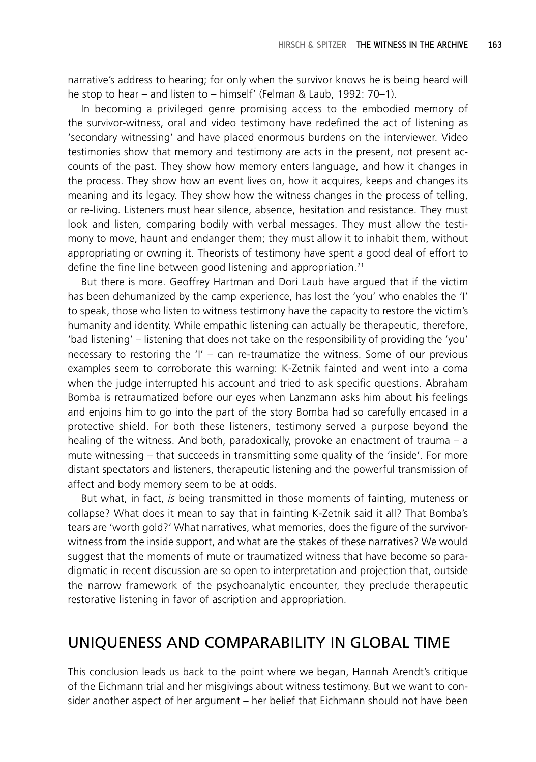narrative's address to hearing; for only when the survivor knows he is being heard will he stop to hear – and listen to – himself' (Felman & Laub, 1992: 70–1).

In becoming a privileged genre promising access to the embodied memory of the survivor-witness, oral and video testimony have redefined the act of listening as 'secondary witnessing' and have placed enormous burdens on the interviewer. Video testimonies show that memory and testimony are acts in the present, not present accounts of the past. They show how memory enters language, and how it changes in the process. They show how an event lives on, how it acquires, keeps and changes its meaning and its legacy. They show how the witness changes in the process of telling, or re-living. Listeners must hear silence, absence, hesitation and resistance. They must look and listen, comparing bodily with verbal messages. They must allow the testimony to move, haunt and endanger them; they must allow it to inhabit them, without appropriating or owning it. Theorists of testimony have spent a good deal of effort to define the fine line between good listening and appropriation.[21]

But there is more. Geoffrey Hartman and Dori Laub have argued that if the victim has been dehumanized by the camp experience, has lost the 'you' who enables the 'I' to speak, those who listen to witness testimony have the capacity to restore the victim's humanity and identity. While empathic listening can actually be therapeutic, therefore, 'bad listening' – listening that does not take on the responsibility of providing the 'you' necessary to restoring the 'I' – can re-traumatize the witness. Some of our previous examples seem to corroborate this warning: K-Zetnik fainted and went into a coma when the judge interrupted his account and tried to ask specific questions. Abraham Bomba is retraumatized before our eyes when Lanzmann asks him about his feelings and enjoins him to go into the part of the story Bomba had so carefully encased in a protective shield. For both these listeners, testimony served a purpose beyond the healing of the witness. And both, paradoxically, provoke an enactment of trauma – a mute witnessing – that succeeds in transmitting some quality of the 'inside'. For more distant spectators and listeners, therapeutic listening and the powerful transmission of affect and body memory seem to be at odds.

But what, in fact, *is* being transmitted in those moments of fainting, muteness or collapse? What does it mean to say that in fainting K-Zetnik said it all? That Bomba's tears are 'worth gold?' What narratives, what memories, does the figure of the survivor-witness from the inside support, and what are the stakes of these narratives? We would suggest that the moments of mute or traumatized witness that have become so paradigmatic in recent discussion are so open to interpretation and projection that, outside the narrow framework of the psychoanalytic encounter, they preclude therapeutic restorative listening in favor of ascription and appropriation.

## UNIQUENESS AND COMPARABILITY IN GLOBAL TIME

This conclusion leads us back to the point where we began, Hannah Arendt's critique of the Eichmann trial and her misgivings about witness testimony. But we want to consider another aspect of her argument – her belief that Eichmann should not have been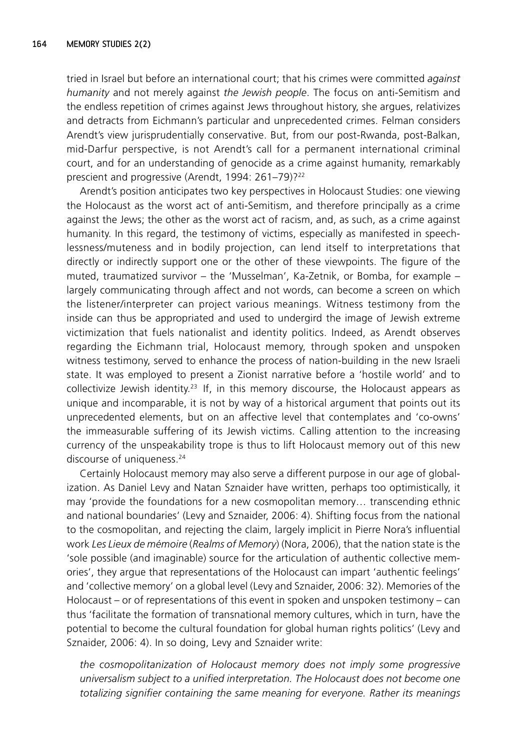tried in Israel but before an international court; that his crimes were committed *against humanity* and not merely against *the Jewish people*. The focus on anti-Semitism and the endless repetition of crimes against Jews throughout history, she argues, relativizes and detracts from Eichmann's particular and unprecedented crimes. Felman considers Arendt's view jurisprudentially conservative. But, from our post-Rwanda, post-Balkan, mid-Darfur perspective, is not Arendt's call for a permanent international criminal court, and for an understanding of genocide as a crime against humanity, remarkably prescient and progressive (Arendt, 1994: 261–79)?[22]

Arendt's position anticipates two key perspectives in Holocaust Studies: one viewing the Holocaust as the worst act of anti-Semitism, and therefore principally as a crime against the Jews; the other as the worst act of racism, and, as such, as a crime against humanity. In this regard, the testimony of victims, especially as manifested in speechlessness/muteness and in bodily projection, can lend itself to interpretations that directly or indirectly support one or the other of these viewpoints. The figure of the muted, traumatized survivor – the 'Musselman', Ka-Zetnik, or Bomba, for example – largely communicating through affect and not words, can become a screen on which the listener/interpreter can project various meanings. Witness testimony from the inside can thus be appropriated and used to undergird the image of Jewish extreme victimization that fuels nationalist and identity politics. Indeed, as Arendt observes regarding the Eichmann trial, Holocaust memory, through spoken and unspoken witness testimony, served to enhance the process of nation-building in the new Israeli state. It was employed to present a Zionist narrative before a 'hostile world' and to collectivize Jewish identity.[23] If, in this memory discourse, the Holocaust appears as unique and incomparable, it is not by way of a historical argument that points out its unprecedented elements, but on an affective level that contemplates and 'co-owns' the immeasurable suffering of its Jewish victims. Calling attention to the increasing currency of the unspeakability trope is thus to lift Holocaust memory out of this new discourse of uniqueness.[24]

Certainly Holocaust memory may also serve a different purpose in our age of globalization. As Daniel Levy and Natan Sznaider have written, perhaps too optimistically, it may 'provide the foundations for a new cosmopolitan memory… transcending ethnic and national boundaries' (Levy and Sznaider, 2006: 4). Shifting focus from the national to the cosmopolitan, and rejecting the claim, largely implicit in Pierre Nora's influential work *Les Lieux de mémoire* (*Realms of Memory*) (Nora, 2006), that the nation state is the 'sole possible (and imaginable) source for the articulation of authentic collective memories', they argue that representations of the Holocaust can impart 'authentic feelings' and 'collective memory' on a global level (Levy and Sznaider, 2006: 32). Memories of the Holocaust – or of representations of this event in spoken and unspoken testimony – can thus 'facilitate the formation of transnational memory cultures, which in turn, have the potential to become the cultural foundation for global human rights politics' (Levy and Sznaider, 2006: 4). In so doing, Levy and Sznaider write:

> *the cosmopolitanization of Holocaust memory does not imply some progressive universalism subject to a unified interpretation. The Holocaust does not become one totalizing signifier containing the same meaning for everyone. Rather its meanings*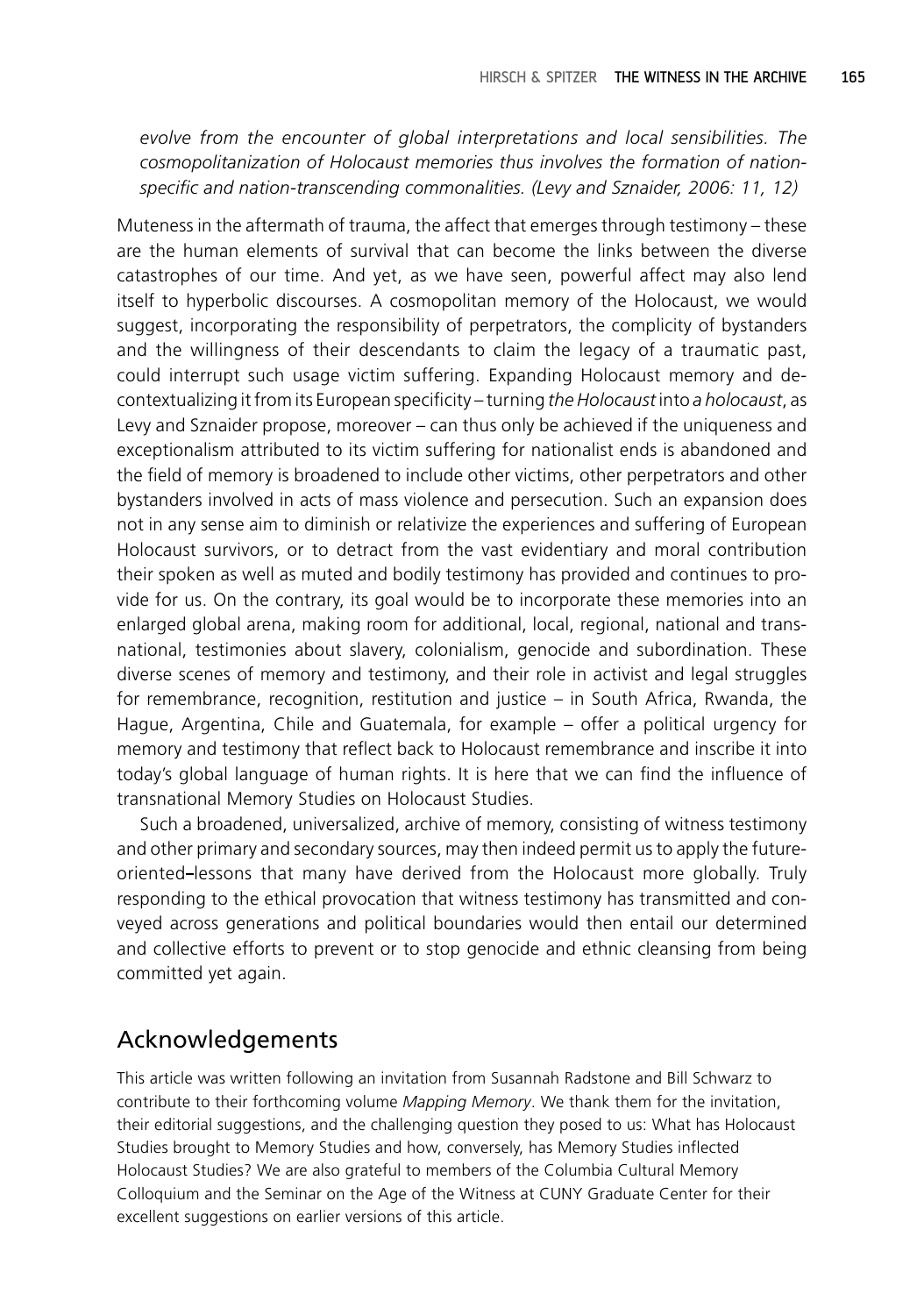*evolve from the encounter of global interpretations and local sensibilities. The cosmopolitanization of Holocaust memories thus involves the formation of nation-specific and nation-transcending commonalities. (Levy and Sznaider, 2006: 11, 12)*

Muteness in the aftermath of trauma, the affect that emerges through testimony – these are the human elements of survival that can become the links between the diverse catastrophes of our time. And yet, as we have seen, powerful affect may also lend itself to hyperbolic discourses. A cosmopolitan memory of the Holocaust, we would suggest, incorporating the responsibility of perpetrators, the complicity of bystanders and the willingness of their descendants to claim the legacy of a traumatic past, could interrupt such usage victim suffering. Expanding Holocaust memory and de-contextualizing it from its European specificity – turning *the Holocaust* into *a holocaust*, as Levy and Sznaider propose, moreover – can thus only be achieved if the uniqueness and exceptionalism attributed to its victim suffering for nationalist ends is abandoned and the field of memory is broadened to include other victims, other perpetrators and other bystanders involved in acts of mass violence and persecution. Such an expansion does not in any sense aim to diminish or relativize the experiences and suffering of European Holocaust survivors, or to detract from the vast evidentiary and moral contribution their spoken as well as muted and bodily testimony has provided and continues to provide for us. On the contrary, its goal would be to incorporate these memories into an enlarged global arena, making room for additional, local, regional, national and transnational, testimonies about slavery, colonialism, genocide and subordination. These diverse scenes of memory and testimony, and their role in activist and legal struggles for remembrance, recognition, restitution and justice – in South Africa, Rwanda, the Hague, Argentina, Chile and Guatemala, for example – offer a political urgency for memory and testimony that reflect back to Holocaust remembrance and inscribe it into today's global language of human rights. It is here that we can find the influence of transnational Memory Studies on Holocaust Studies.

Such a broadened, universalized, archive of memory, consisting of witness testimony and other primary and secondary sources, may then indeed permit us to apply the future-oriented–lessons that many have derived from the Holocaust more globally. Truly responding to the ethical provocation that witness testimony has transmitted and conveyed across generations and political boundaries would then entail our determined and collective efforts to prevent or to stop genocide and ethnic cleansing from being committed yet again.

## Acknowledgements

This article was written following an invitation from Susannah Radstone and Bill Schwarz to contribute to their forthcoming volume *Mapping Memory*. We thank them for the invitation, their editorial suggestions, and the challenging question they posed to us: What has Holocaust Studies brought to Memory Studies and how, conversely, has Memory Studies inflected Holocaust Studies? We are also grateful to members of the Columbia Cultural Memory Colloquium and the Seminar on the Age of the Witness at CUNY Graduate Center for their excellent suggestions on earlier versions of this article.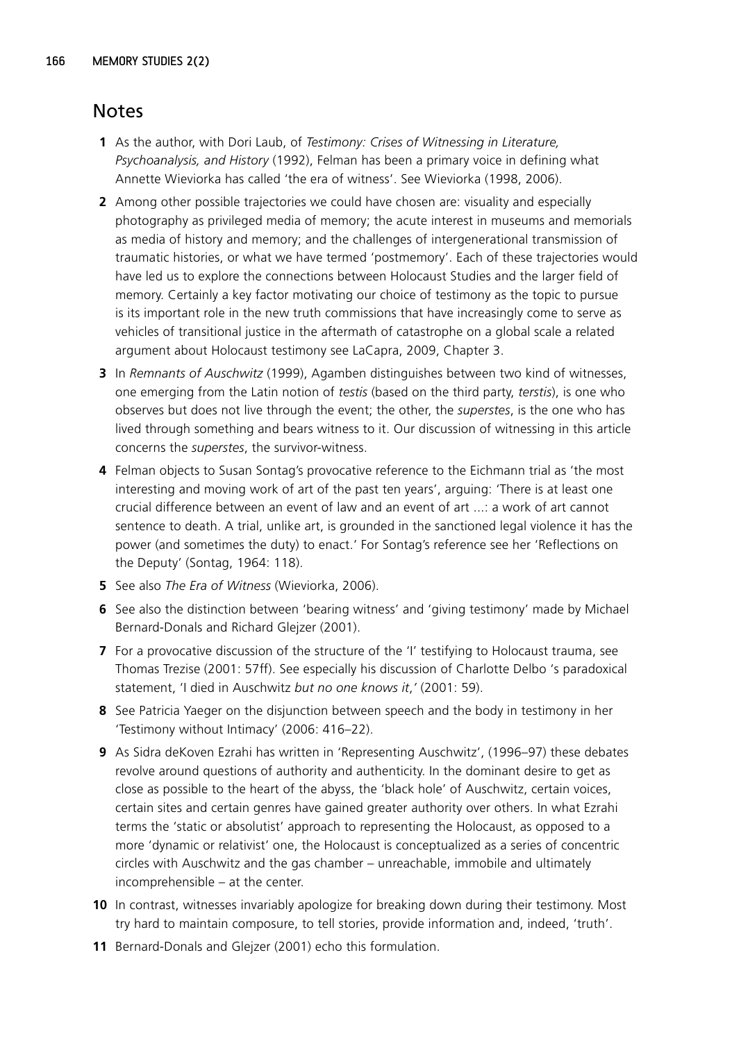## Notes

**1** As the author, with Dori Laub, of *Testimony: Crises of Witnessing in Literature, Psychoanalysis, and History* (1992), Felman has been a primary voice in defining what Annette Wieviorka has called 'the era of witness'. See Wieviorka (1998, 2006).

**2** Among other possible trajectories we could have chosen are: visuality and especially photography as privileged media of memory; the acute interest in museums and memorials as media of history and memory; and the challenges of intergenerational transmission of traumatic histories, or what we have termed 'postmemory'. Each of these trajectories would have led us to explore the connections between Holocaust Studies and the larger field of memory. Certainly a key factor motivating our choice of testimony as the topic to pursue is its important role in the new truth commissions that have increasingly come to serve as vehicles of transitional justice in the aftermath of catastrophe on a global scale a related argument about Holocaust testimony see LaCapra, 2009, Chapter 3.

**3** In *Remnants of Auschwitz* (1999), Agamben distinguishes between two kind of witnesses, one emerging from the Latin notion of *testis* (based on the third party, *terstis*), is one who observes but does not live through the event; the other, the *superstes*, is the one who has lived through something and bears witness to it. Our discussion of witnessing in this article concerns the *superstes*, the survivor-witness.

**4** Felman objects to Susan Sontag's provocative reference to the Eichmann trial as 'the most interesting and moving work of art of the past ten years', arguing: 'There is at least one crucial difference between an event of law and an event of art ...: a work of art cannot sentence to death. A trial, unlike art, is grounded in the sanctioned legal violence it has the power (and sometimes the duty) to enact.' For Sontag's reference see her 'Reflections on the Deputy' (Sontag, 1964: 118).

**5** See also *The Era of Witness* (Wieviorka, 2006).

**6** See also the distinction between 'bearing witness' and 'giving testimony' made by Michael Bernard-Donals and Richard Glejzer (2001).

**7** For a provocative discussion of the structure of the 'I' testifying to Holocaust trauma, see Thomas Trezise (2001: 57ff). See especially his discussion of Charlotte Delbo 's paradoxical statement, 'I died in Auschwitz *but no one knows it*,' (2001: 59).

**8** See Patricia Yaeger on the disjunction between speech and the body in testimony in her 'Testimony without Intimacy' (2006: 416–22).

**9** As Sidra deKoven Ezrahi has written in 'Representing Auschwitz', (1996–97) these debates revolve around questions of authority and authenticity. In the dominant desire to get as close as possible to the heart of the abyss, the 'black hole' of Auschwitz, certain voices, certain sites and certain genres have gained greater authority over others. In what Ezrahi terms the 'static or absolutist' approach to representing the Holocaust, as opposed to a more 'dynamic or relativist' one, the Holocaust is conceptualized as a series of concentric circles with Auschwitz and the gas chamber – unreachable, immobile and ultimately incomprehensible – at the center.

**10** In contrast, witnesses invariably apologize for breaking down during their testimony. Most try hard to maintain composure, to tell stories, provide information and, indeed, 'truth'.

**11** Bernard-Donals and Glejzer (2001) echo this formulation.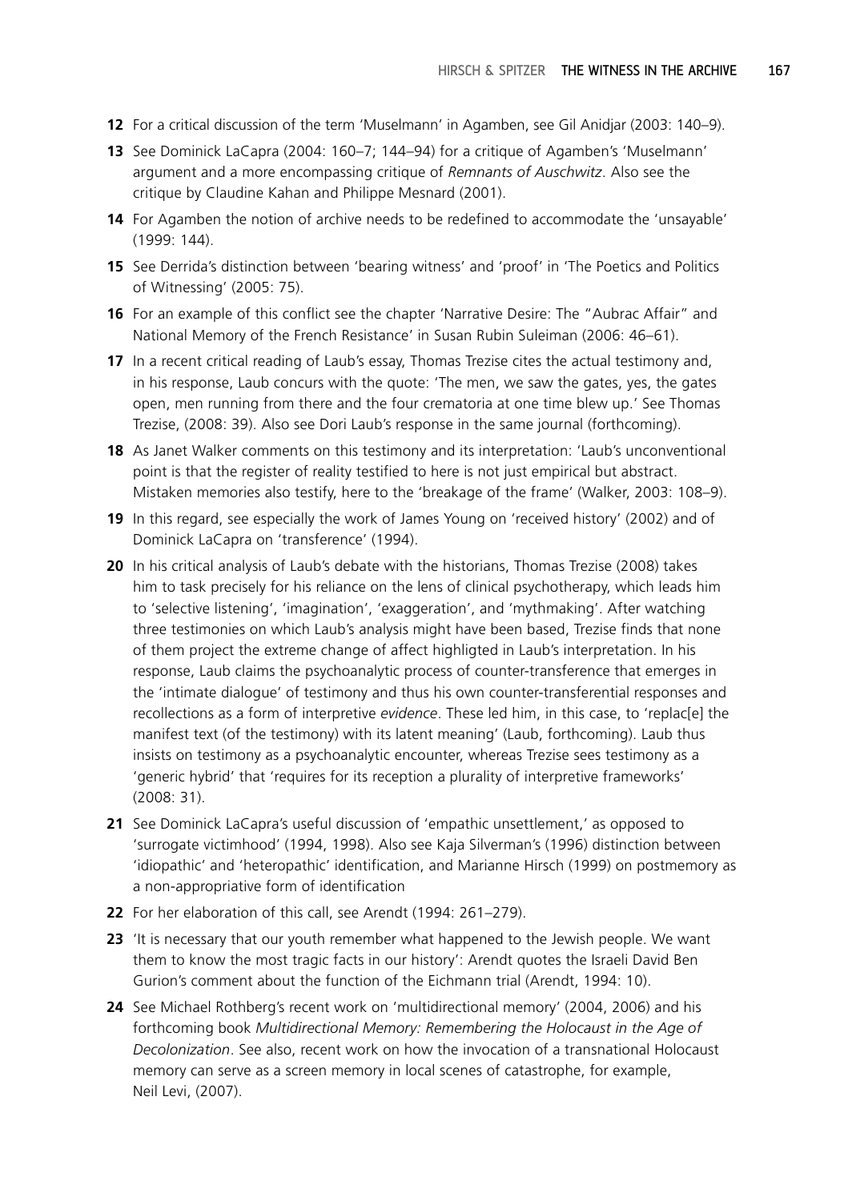**12** For a critical discussion of the term 'Muselmann' in Agamben, see Gil Anidjar (2003: 140–9).

**13** See Dominick LaCapra (2004: 160–7; 144–94) for a critique of Agamben's 'Muselmann' argument and a more encompassing critique of *Remnants of Auschwitz*. Also see the critique by Claudine Kahan and Philippe Mesnard (2001).

**14** For Agamben the notion of archive needs to be redefined to accommodate the 'unsayable' (1999: 144).

**15** See Derrida's distinction between 'bearing witness' and 'proof' in 'The Poetics and Politics of Witnessing' (2005: 75).

**16** For an example of this conflict see the chapter 'Narrative Desire: The "Aubrac Affair" and National Memory of the French Resistance' in Susan Rubin Suleiman (2006: 46–61).

**17** In a recent critical reading of Laub's essay, Thomas Trezise cites the actual testimony and, in his response, Laub concurs with the quote: 'The men, we saw the gates, yes, the gates open, men running from there and the four crematoria at one time blew up.' See Thomas Trezise, (2008: 39). Also see Dori Laub's response in the same journal (forthcoming).

**18** As Janet Walker comments on this testimony and its interpretation: 'Laub's unconventional point is that the register of reality testified to here is not just empirical but abstract. Mistaken memories also testify, here to the 'breakage of the frame' (Walker, 2003: 108–9).

**19** In this regard, see especially the work of James Young on 'received history' (2002) and of Dominick LaCapra on 'transference' (1994).

**20** In his critical analysis of Laub's debate with the historians, Thomas Trezise (2008) takes him to task precisely for his reliance on the lens of clinical psychotherapy, which leads him to 'selective listening', 'imagination', 'exaggeration', and 'mythmaking'. After watching three testimonies on which Laub's analysis might have been based, Trezise finds that none of them project the extreme change of affect highligted in Laub's interpretation. In his response, Laub claims the psychoanalytic process of counter-transference that emerges in the 'intimate dialogue' of testimony and thus his own counter-transferential responses and recollections as a form of interpretive *evidence*. These led him, in this case, to 'replac[e] the manifest text (of the testimony) with its latent meaning' (Laub, forthcoming). Laub thus insists on testimony as a psychoanalytic encounter, whereas Trezise sees testimony as a 'generic hybrid' that 'requires for its reception a plurality of interpretive frameworks' (2008: 31).

**21** See Dominick LaCapra's useful discussion of 'empathic unsettlement,' as opposed to 'surrogate victimhood' (1994, 1998). Also see Kaja Silverman's (1996) distinction between 'idiopathic' and 'heteropathic' identification, and Marianne Hirsch (1999) on postmemory as a non-appropriative form of identification

**22** For her elaboration of this call, see Arendt (1994: 261–279).

**23** 'It is necessary that our youth remember what happened to the Jewish people. We want them to know the most tragic facts in our history': Arendt quotes the Israeli David Ben Gurion's comment about the function of the Eichmann trial (Arendt, 1994: 10).

**24** See Michael Rothberg's recent work on 'multidirectional memory' (2004, 2006) and his forthcoming book *Multidirectional Memory: Remembering the Holocaust in the Age of Decolonization*. See also, recent work on how the invocation of a transnational Holocaust memory can serve as a screen memory in local scenes of catastrophe, for example, Neil Levi, (2007).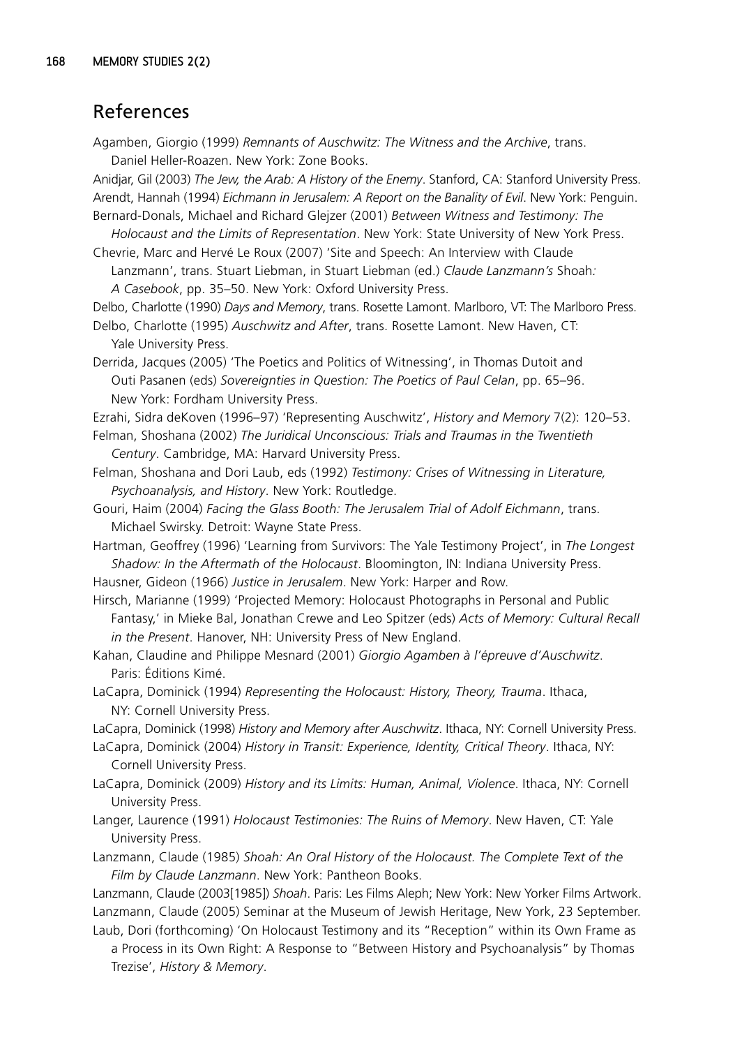## References

Agamben, Giorgio (1999) *Remnants of Auschwitz: The Witness and the Archive*, trans. Daniel Heller-Roazen. New York: Zone Books.

Anidjar, Gil (2003) *The Jew, the Arab: A History of the Enemy*. Stanford, CA: Stanford University Press.

Arendt, Hannah (1994) *Eichmann in Jerusalem: A Report on the Banality of Evil*. New York: Penguin.

Bernard-Donals, Michael and Richard Glejzer (2001) *Between Witness and Testimony: The Holocaust and the Limits of Representation*. New York: State University of New York Press.

Chevrie, Marc and Hervé Le Roux (2007) 'Site and Speech: An Interview with Claude Lanzmann', trans. Stuart Liebman, in Stuart Liebman (ed.) *Claude Lanzmann's* Shoah*: A Casebook*, pp. 35–50. New York: Oxford University Press.

Delbo, Charlotte (1990) *Days and Memory*, trans. Rosette Lamont. Marlboro, VT: The Marlboro Press.

Delbo, Charlotte (1995) *Auschwitz and After*, trans. Rosette Lamont. New Haven, CT: Yale University Press.

Derrida, Jacques (2005) 'The Poetics and Politics of Witnessing', in Thomas Dutoit and Outi Pasanen (eds) *Sovereignties in Question: The Poetics of Paul Celan*, pp. 65–96. New York: Fordham University Press.

Ezrahi, Sidra deKoven (1996–97) 'Representing Auschwitz', *History and Memory* 7(2): 120–53.

Felman, Shoshana (2002) *The Juridical Unconscious: Trials and Traumas in the Twentieth Century*. Cambridge, MA: Harvard University Press.

Felman, Shoshana and Dori Laub, eds (1992) *Testimony: Crises of Witnessing in Literature, Psychoanalysis, and History*. New York: Routledge.

Gouri, Haim (2004) *Facing the Glass Booth: The Jerusalem Trial of Adolf Eichmann*, trans. Michael Swirsky. Detroit: Wayne State Press.

Hartman, Geoffrey (1996) 'Learning from Survivors: The Yale Testimony Project', in *The Longest Shadow: In the Aftermath of the Holocaust*. Bloomington, IN: Indiana University Press.

Hausner, Gideon (1966) *Justice in Jerusalem*. New York: Harper and Row.

Hirsch, Marianne (1999) 'Projected Memory: Holocaust Photographs in Personal and Public Fantasy,' in Mieke Bal, Jonathan Crewe and Leo Spitzer (eds) *Acts of Memory: Cultural Recall in the Present*. Hanover, NH: University Press of New England.

Kahan, Claudine and Philippe Mesnard (2001) *Giorgio Agamben à l'épreuve d'Auschwitz*. Paris: Éditions Kimé.

LaCapra, Dominick (1994) *Representing the Holocaust: History, Theory, Trauma*. Ithaca, NY: Cornell University Press.

LaCapra, Dominick (1998) *History and Memory after Auschwitz*. Ithaca, NY: Cornell University Press.

LaCapra, Dominick (2004) *History in Transit: Experience, Identity, Critical Theory*. Ithaca, NY: Cornell University Press.

LaCapra, Dominick (2009) *History and its Limits: Human, Animal, Violence*. Ithaca, NY: Cornell University Press.

Langer, Laurence (1991) *Holocaust Testimonies: The Ruins of Memory*. New Haven, CT: Yale University Press.

Lanzmann, Claude (1985) *Shoah: An Oral History of the Holocaust. The Complete Text of the Film by Claude Lanzmann*. New York: Pantheon Books.

Lanzmann, Claude (2003[1985]) *Shoah*. Paris: Les Films Aleph; New York: New Yorker Films Artwork.

Lanzmann, Claude (2005) Seminar at the Museum of Jewish Heritage, New York, 23 September.

Laub, Dori (forthcoming) 'On Holocaust Testimony and its "Reception" within its Own Frame as a Process in its Own Right: A Response to "Between History and Psychoanalysis" by Thomas Trezise', *History & Memory*.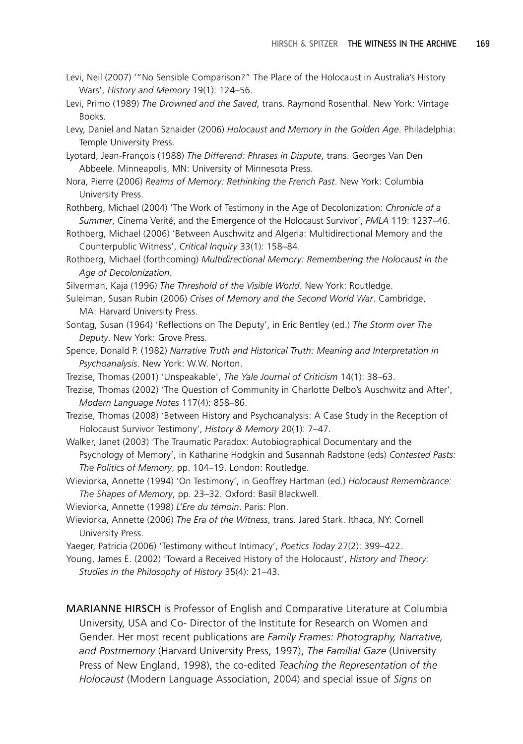Levi, Neil (2007) '"No Sensible Comparison?" The Place of the Holocaust in Australia's History Wars', *History and Memory* 19(1): 124–56.

Levi, Primo (1989) *The Drowned and the Saved*, trans. Raymond Rosenthal. New York: Vintage Books.

Levy, Daniel and Natan Sznaider (2006) *Holocaust and Memory in the Golden Age*. Philadelphia: Temple University Press.

Lyotard, Jean-François (1988) *The Differend: Phrases in Dispute*, trans. Georges Van Den Abbeele. Minneapolis, MN: University of Minnesota Press.

Nora, Pierre (2006) *Realms of Memory: Rethinking the French Past*. New York: Columbia University Press.

Rothberg, Michael (2004) 'The Work of Testimony in the Age of Decolonization: *Chronicle of a Summer*, Cinema Verité, and the Emergence of the Holocaust Survivor', *PMLA* 119: 1237–46.

Rothberg, Michael (2006) 'Between Auschwitz and Algeria: Multidirectional Memory and the Counterpublic Witness', *Critical Inquiry* 33(1): 158–84.

Rothberg, Michael (forthcoming) *Multidirectional Memory: Remembering the Holocaust in the Age of Decolonization*.

Silverman, Kaja (1996) *The Threshold of the Visible World*. New York: Routledge.

Suleiman, Susan Rubin (2006) *Crises of Memory and the Second World War*. Cambridge, MA: Harvard University Press.

Sontag, Susan (1964) 'Reflections on The Deputy', in Eric Bentley (ed.) *The Storm over The Deputy*. New York: Grove Press.

Spence, Donald P. (1982) *Narrative Truth and Historical Truth: Meaning and Interpretation in Psychoanalysis*. New York: W.W. Norton.

Trezise, Thomas (2001) 'Unspeakable', *The Yale Journal of Criticism* 14(1): 38–63.

Trezise, Thomas (2002) 'The Question of Community in Charlotte Delbo's Auschwitz and After', *Modern Language Notes* 117(4): 858–86.

Trezise, Thomas (2008) 'Between History and Psychoanalysis: A Case Study in the Reception of Holocaust Survivor Testimony', *History & Memory* 20(1): 7–47.

Walker, Janet (2003) 'The Traumatic Paradox: Autobiographical Documentary and the Psychology of Memory', in Katharine Hodgkin and Susannah Radstone (eds) *Contested Pasts: The Politics of Memory*, pp. 104–19. London: Routledge.

Wieviorka, Annette (1994) 'On Testimony', in Geoffrey Hartman (ed.) *Holocaust Remembrance: The Shapes of Memory*, pp. 23–32. Oxford: Basil Blackwell.

Wieviorka, Annette (1998) *L'Ere du témoin*. Paris: Plon.

Wieviorka, Annette (2006) *The Era of the Witness*, trans. Jared Stark. Ithaca, NY: Cornell University Press.

Yaeger, Patricia (2006) 'Testimony without Intimacy', *Poetics Today* 27(2): 399–422.

Young, James E. (2002) 'Toward a Received History of the Holocaust', *History and Theory: Studies in the Philosophy of History* 35(4): 21–43.

**MARIANNE HIRSCH** is Professor of English and Comparative Literature at Columbia University, USA and Co- Director of the Institute for Research on Women and Gender. Her most recent publications are *Family Frames: Photography, Narrative, and Postmemory* (Harvard University Press, 1997), *The Familial Gaze* (University Press of New England, 1998), the co-edited *Teaching the Representation of the Holocaust* (Modern Language Association, 2004) and special issue of *Signs* on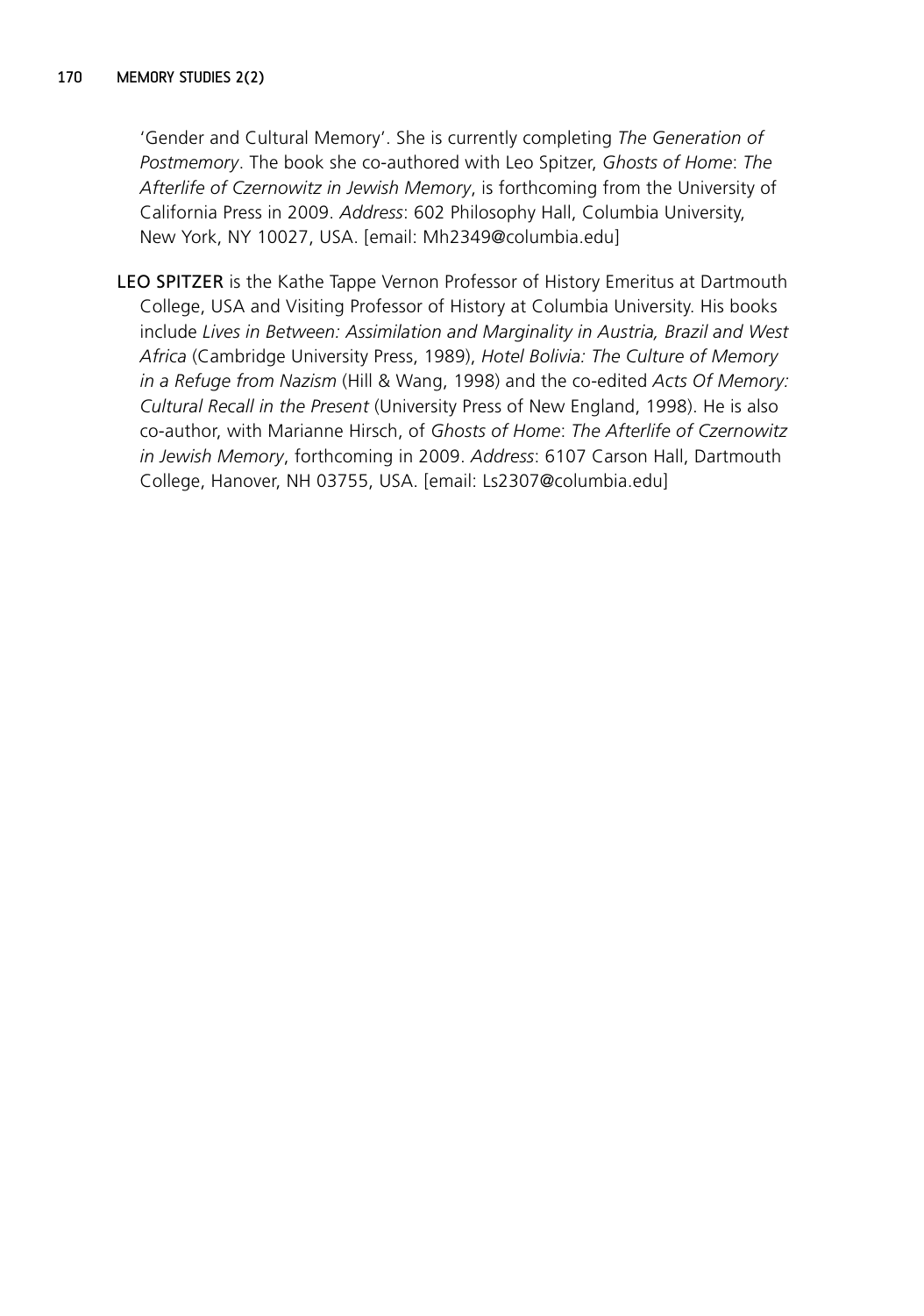'Gender and Cultural Memory'. She is currently completing *The Generation of Postmemory*. The book she co-authored with Leo Spitzer, *Ghosts of Home*: *The Afterlife of Czernowitz in Jewish Memory*, is forthcoming from the University of California Press in 2009. *Address*: 602 Philosophy Hall, Columbia University, New York, NY 10027, USA. [email: Mh2349@columbia.edu]

**LEO SPITZER** is the Kathe Tappe Vernon Professor of History Emeritus at Dartmouth College, USA and Visiting Professor of History at Columbia University. His books include *Lives in Between: Assimilation and Marginality in Austria, Brazil and West Africa* (Cambridge University Press, 1989), *Hotel Bolivia: The Culture of Memory in a Refuge from Nazism* (Hill & Wang, 1998) and the co-edited *Acts Of Memory: Cultural Recall in the Present* (University Press of New England, 1998). He is also co-author, with Marianne Hirsch, of *Ghosts of Home*: *The Afterlife of Czernowitz in Jewish Memory*, forthcoming in 2009. *Address*: 6107 Carson Hall, Dartmouth College, Hanover, NH 03755, USA. [email: Ls2307@columbia.edu]